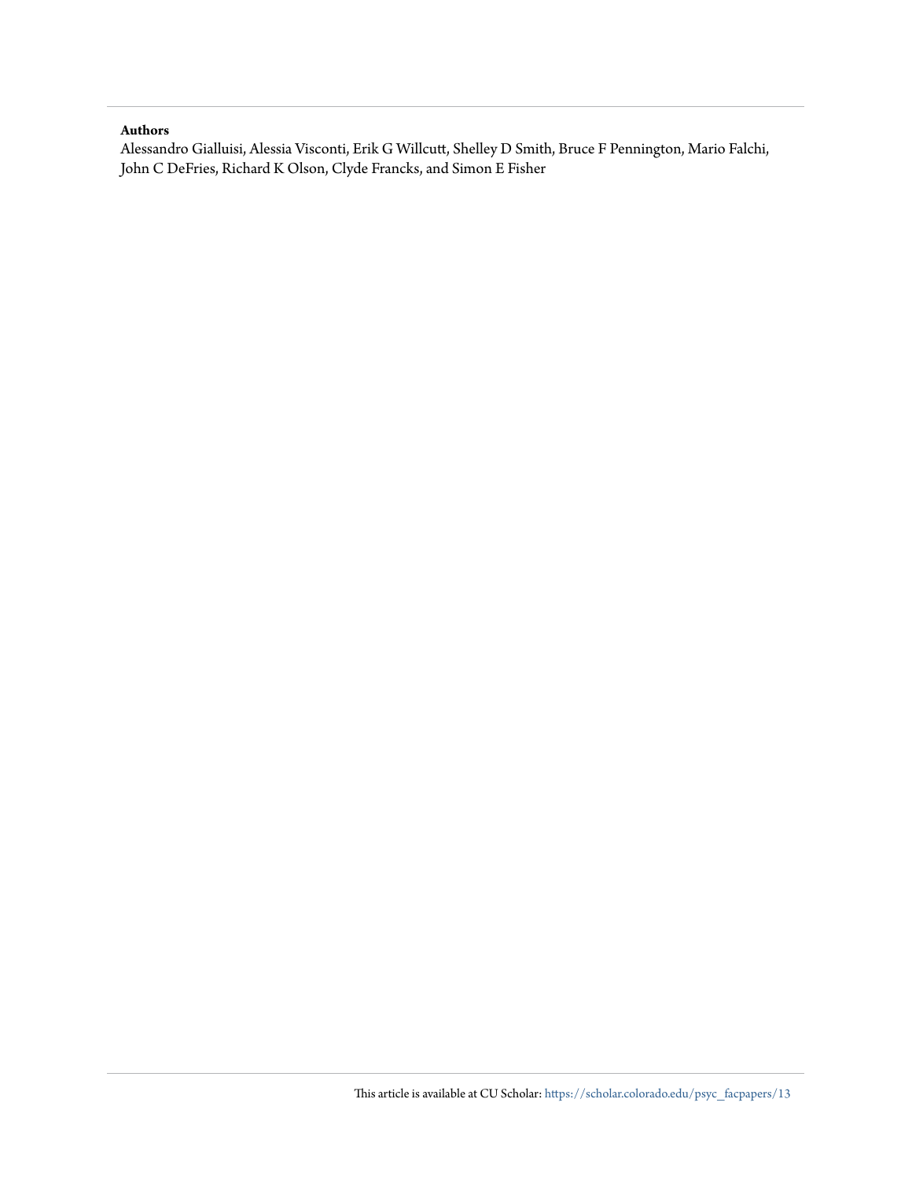**Authors**

Alessandro Gialluisi, Alessia Visconti, Erik G Willcutt, Shelley D Smith, Bruce F Pennington, Mario Falchi, John C DeFries, Richard K Olson, Clyde Francks, and Simon E Fisher

This article is available at CU Scholar: https://scholar.colorado.edu/psyc_facpapers/13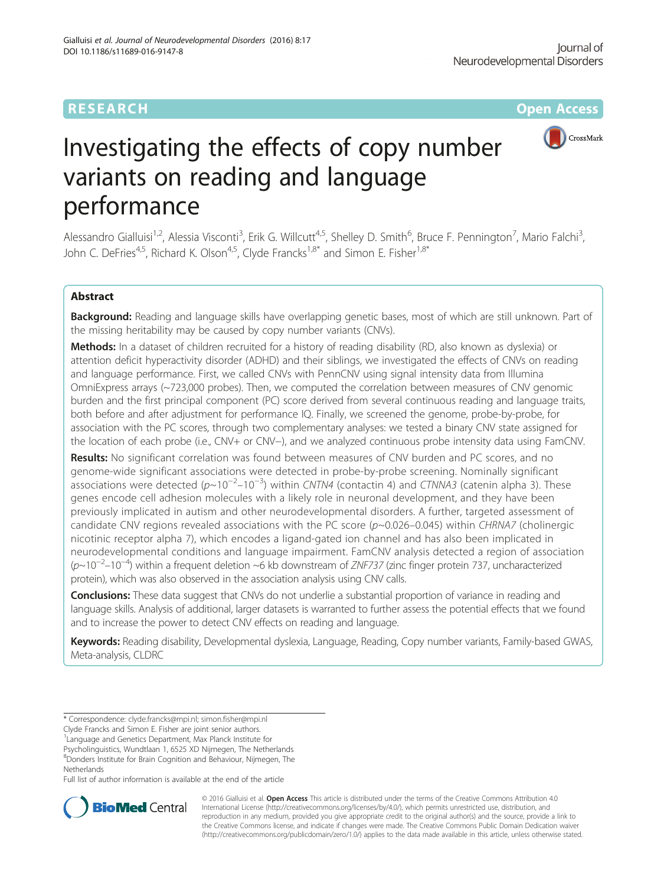# Investigating the effects of copy number variants on reading and language performance

Alessandro Gialluisi[1,2], Alessia Visconti[3], Erik G. Willcutt[4,5], Shelley D. Smith[6], Bruce F. Pennington[7], Mario Falchi[3], John C. DeFries[4,5], Richard K. Olson[4,5], Clyde Francks[1,8*] and Simon E. Fisher[1,8*]

## Abstract

**Background:** Reading and language skills have overlapping genetic bases, most of which are still unknown. Part of the missing heritability may be caused by copy number variants (CNVs).

**Methods:** In a dataset of children recruited for a history of reading disability (RD, also known as dyslexia) or attention deficit hyperactivity disorder (ADHD) and their siblings, we investigated the effects of CNVs on reading and language performance. First, we called CNVs with PennCNV using signal intensity data from Illumina OmniExpress arrays (~723,000 probes). Then, we computed the correlation between measures of CNV genomic burden and the first principal component (PC) score derived from several continuous reading and language traits, both before and after adjustment for performance IQ. Finally, we screened the genome, probe-by-probe, for association with the PC scores, through two complementary analyses: we tested a binary CNV state assigned for the location of each probe (i.e., CNV+ or CNV−), and we analyzed continuous probe intensity data using FamCNV.

**Results:** No significant correlation was found between measures of CNV burden and PC scores, and no genome-wide significant associations were detected in probe-by-probe screening. Nominally significant associations were detected ($p{\sim}10^{-2}$–$10^{-3}$) within *CNTN4* (contactin 4) and *CTNNA3* (catenin alpha 3). These genes encode cell adhesion molecules with a likely role in neuronal development, and they have been previously implicated in autism and other neurodevelopmental disorders. A further, targeted assessment of candidate CNV regions revealed associations with the PC score ($p{\sim}0.026$–$0.045$) within *CHRNA7* (cholinergic nicotinic receptor alpha 7), which encodes a ligand-gated ion channel and has also been implicated in neurodevelopmental conditions and language impairment. FamCNV analysis detected a region of association ($p{\sim}10^{-2}$–$10^{-4}$) within a frequent deletion ~6 kb downstream of *ZNF737* (zinc finger protein 737, uncharacterized protein), which was also observed in the association analysis using CNV calls.

**Conclusions:** These data suggest that CNVs do not underlie a substantial proportion of variance in reading and language skills. Analysis of additional, larger datasets is warranted to further assess the potential effects that we found and to increase the power to detect CNV effects on reading and language.

**Keywords:** Reading disability, Developmental dyslexia, Language, Reading, Copy number variants, Family-based GWAS, Meta-analysis, CLDRC

\* Correspondence: clyde.francks@mpi.nl; simon.fisher@mpi.nl
Clyde Francks and Simon E. Fisher are joint senior authors.
[1]Language and Genetics Department, Max Planck Institute for Psycholinguistics, Wundtlaan 1, 6525 XD Nijmegen, The Netherlands
[8]Donders Institute for Brain Cognition and Behaviour, Nijmegen, The Netherlands
Full list of author information is available at the end of the article

© 2016 Gialluisi et al. **Open Access** This article is distributed under the terms of the Creative Commons Attribution 4.0 International License (http://creativecommons.org/licenses/by/4.0/), which permits unrestricted use, distribution, and reproduction in any medium, provided you give appropriate credit to the original author(s) and the source, provide a link to the Creative Commons license, and indicate if changes were made. The Creative Commons Public Domain Dedication waiver (http://creativecommons.org/publicdomain/zero/1.0/) applies to the data made available in this article, unless otherwise stated.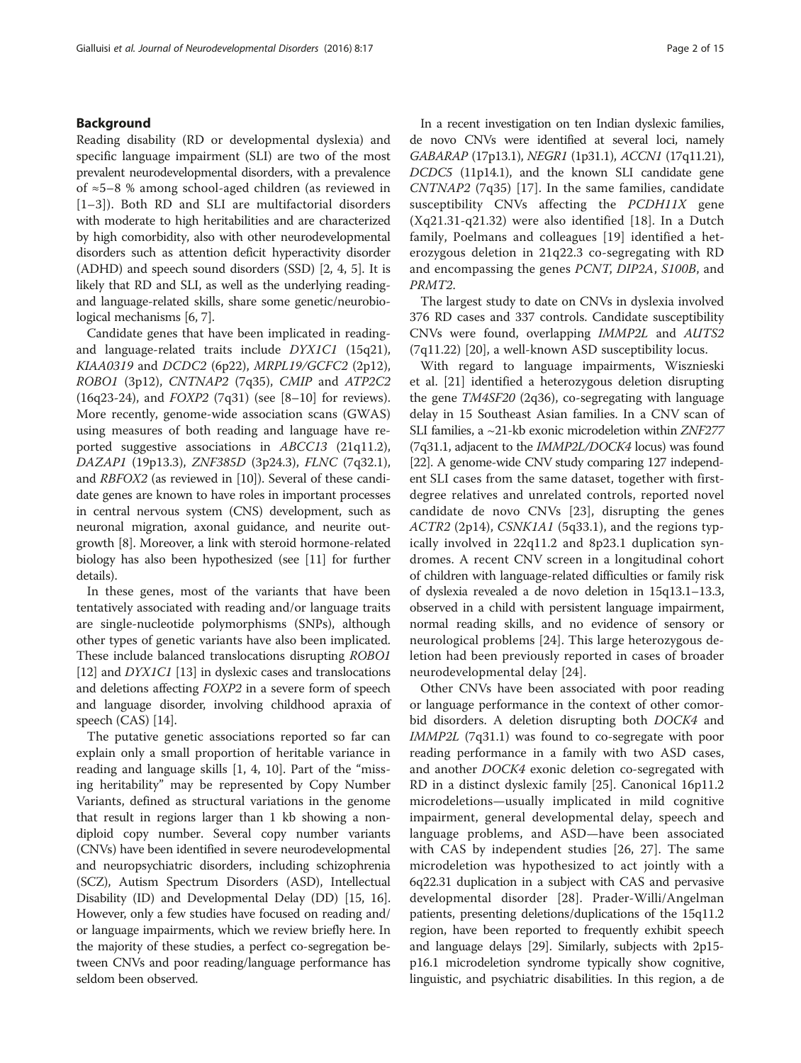## Background

Reading disability (RD or developmental dyslexia) and specific language impairment (SLI) are two of the most prevalent neurodevelopmental disorders, with a prevalence of ≈5–8 % among school-aged children (as reviewed in [1–3]). Both RD and SLI are multifactorial disorders with moderate to high heritabilities and are characterized by high comorbidity, also with other neurodevelopmental disorders such as attention deficit hyperactivity disorder (ADHD) and speech sound disorders (SSD) [2, 4, 5]. It is likely that RD and SLI, as well as the underlying reading- and language-related skills, share some genetic/neurobiological mechanisms [6, 7].

Candidate genes that have been implicated in reading- and language-related traits include *DYX1C1* (15q21), *KIAA0319* and *DCDC2* (6p22), *MRPL19/GCFC2* (2p12), *ROBO1* (3p12), *CNTNAP2* (7q35), *CMIP* and *ATP2C2* (16q23-24), and *FOXP2* (7q31) (see [8–10] for reviews). More recently, genome-wide association scans (GWAS) using measures of both reading and language have reported suggestive associations in *ABCC13* (21q11.2), *DAZAP1* (19p13.3), *ZNF385D* (3p24.3), *FLNC* (7q32.1), and *RBFOX2* (as reviewed in [10]). Several of these candidate genes are known to have roles in important processes in central nervous system (CNS) development, such as neuronal migration, axonal guidance, and neurite outgrowth [8]. Moreover, a link with steroid hormone-related biology has also been hypothesized (see [11] for further details).

In these genes, most of the variants that have been tentatively associated with reading and/or language traits are single-nucleotide polymorphisms (SNPs), although other types of genetic variants have also been implicated. These include balanced translocations disrupting *ROBO1* [12] and *DYX1C1* [13] in dyslexic cases and translocations and deletions affecting *FOXP2* in a severe form of speech and language disorder, involving childhood apraxia of speech (CAS) [14].

The putative genetic associations reported so far can explain only a small proportion of heritable variance in reading and language skills [1, 4, 10]. Part of the "missing heritability" may be represented by Copy Number Variants, defined as structural variations in the genome that result in regions larger than 1 kb showing a non-diploid copy number. Several copy number variants (CNVs) have been identified in severe neurodevelopmental and neuropsychiatric disorders, including schizophrenia (SCZ), Autism Spectrum Disorders (ASD), Intellectual Disability (ID) and Developmental Delay (DD) [15, 16]. However, only a few studies have focused on reading and/or language impairments, which we review briefly here. In the majority of these studies, a perfect co-segregation between CNVs and poor reading/language performance has seldom been observed.

In a recent investigation on ten Indian dyslexic families, de novo CNVs were identified at several loci, namely *GABARAP* (17p13.1), *NEGR1* (1p31.1), *ACCN1* (17q11.21), *DCDC5* (11p14.1), and the known SLI candidate gene *CNTNAP2* (7q35) [17]. In the same families, candidate susceptibility CNVs affecting the *PCDH11X* gene (Xq21.31-q21.32) were also identified [18]. In a Dutch family, Poelmans and colleagues [19] identified a heterozygous deletion in 21q22.3 co-segregating with RD and encompassing the genes *PCNT*, *DIP2A*, *S100B*, and *PRMT2*.

The largest study to date on CNVs in dyslexia involved 376 RD cases and 337 controls. Candidate susceptibility CNVs were found, overlapping *IMMP2L* and *AUTS2* (7q11.22) [20], a well-known ASD susceptibility locus.

With regard to language impairments, Wisznieski et al. [21] identified a heterozygous deletion disrupting the gene *TM4SF20* (2q36), co-segregating with language delay in 15 Southeast Asian families. In a CNV scan of SLI families, a ~21-kb exonic microdeletion within *ZNF277* (7q31.1, adjacent to the *IMMP2L/DOCK4* locus) was found [22]. A genome-wide CNV study comparing 127 independent SLI cases from the same dataset, together with first-degree relatives and unrelated controls, reported novel candidate de novo CNVs [23], disrupting the genes *ACTR2* (2p14), *CSNK1A1* (5q33.1), and the regions typically involved in 22q11.2 and 8p23.1 duplication syndromes. A recent CNV screen in a longitudinal cohort of children with language-related difficulties or family risk of dyslexia revealed a de novo deletion in 15q13.1–13.3, observed in a child with persistent language impairment, normal reading skills, and no evidence of sensory or neurological problems [24]. This large heterozygous deletion had been previously reported in cases of broader neurodevelopmental delay [24].

Other CNVs have been associated with poor reading or language performance in the context of other comorbid disorders. A deletion disrupting both *DOCK4* and *IMMP2L* (7q31.1) was found to co-segregate with poor reading performance in a family with two ASD cases, and another *DOCK4* exonic deletion co-segregated with RD in a distinct dyslexic family [25]. Canonical 16p11.2 microdeletions—usually implicated in mild cognitive impairment, general developmental delay, speech and language problems, and ASD—have been associated with CAS by independent studies [26, 27]. The same microdeletion was hypothesized to act jointly with a 6q22.31 duplication in a subject with CAS and pervasive developmental disorder [28]. Prader-Willi/Angelman patients, presenting deletions/duplications of the 15q11.2 region, have been reported to frequently exhibit speech and language delays [29]. Similarly, subjects with 2p15-p16.1 microdeletion syndrome typically show cognitive, linguistic, and psychiatric disabilities. In this region, a de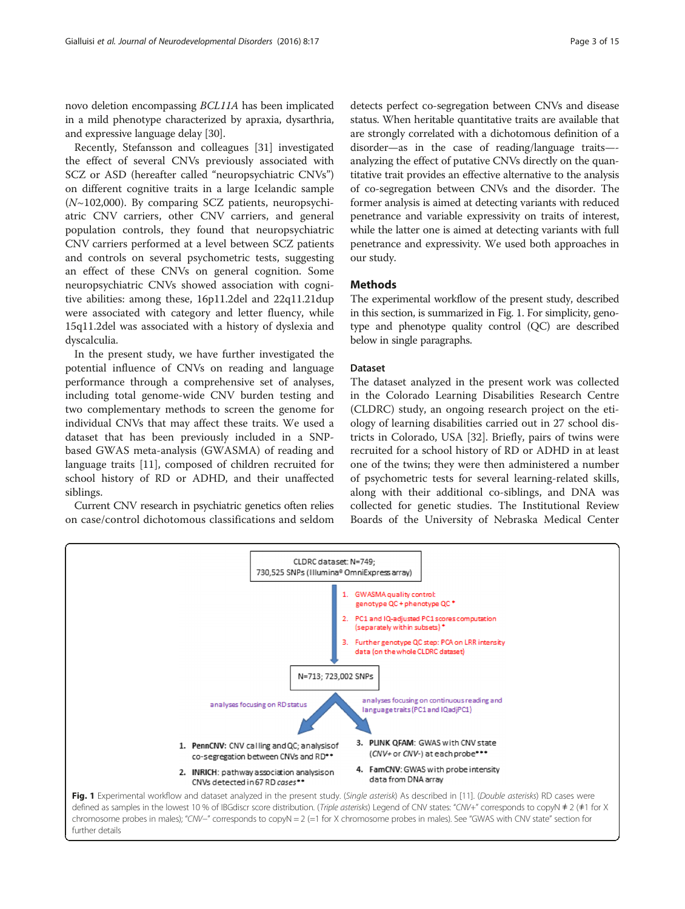novo deletion encompassing *BCL11A* has been implicated in a mild phenotype characterized by apraxia, dysarthria, and expressive language delay [30].

Recently, Stefansson and colleagues [31] investigated the effect of several CNVs previously associated with SCZ or ASD (hereafter called "neuropsychiatric CNVs") on different cognitive traits in a large Icelandic sample (*N*~102,000). By comparing SCZ patients, neuropsychiatric CNV carriers, other CNV carriers, and general population controls, they found that neuropsychiatric CNV carriers performed at a level between SCZ patients and controls on several psychometric tests, suggesting an effect of these CNVs on general cognition. Some neuropsychiatric CNVs showed association with cognitive abilities: among these, 16p11.2del and 22q11.21dup were associated with category and letter fluency, while 15q11.2del was associated with a history of dyslexia and dyscalculia.

In the present study, we have further investigated the potential influence of CNVs on reading and language performance through a comprehensive set of analyses, including total genome-wide CNV burden testing and two complementary methods to screen the genome for individual CNVs that may affect these traits. We used a dataset that has been previously included in a SNP-based GWAS meta-analysis (GWASMA) of reading and language traits [11], composed of children recruited for school history of RD or ADHD, and their unaffected siblings.

Current CNV research in psychiatric genetics often relies on case/control dichotomous classifications and seldom detects perfect co-segregation between CNVs and disease status. When heritable quantitative traits are available that are strongly correlated with a dichotomous definition of a disorder—as in the case of reading/language traits—analyzing the effect of putative CNVs directly on the quantitative trait provides an effective alternative to the analysis of co-segregation between CNVs and the disorder. The former analysis is aimed at detecting variants with reduced penetrance and variable expressivity on traits of interest, while the latter one is aimed at detecting variants with full penetrance and expressivity. We used both approaches in our study.

## Methods

The experimental workflow of the present study, described in this section, is summarized in Fig. 1. For simplicity, genotype and phenotype quality control (QC) are described below in single paragraphs.

### Dataset

The dataset analyzed in the present work was collected in the Colorado Learning Disabilities Research Centre (CLDRC) study, an ongoing research project on the etiology of learning disabilities carried out in 27 school districts in Colorado, USA [32]. Briefly, pairs of twins were recruited for a school history of RD or ADHD in at least one of the twins; they were then administered a number of psychometric tests for several learning-related skills, along with their additional co-siblings, and DNA was collected for genetic studies. The Institutional Review Boards of the University of Nebraska Medical Center

CLDRC dataset: N=749;
730,525 SNPs (Illumina® OmniExpress array)

1. GWASMA quality control: genotype QC + phenotype QC *
2. PC1 and IQ-adjusted PC1 scores computation (separately within subsets) *
3. Further genotype QC step: PCA on LRR intensity data (on the whole CLDRC dataset)

N=713; 723,002 SNPs

analyses focusing on RD status

analyses focusing on continuous reading and language traits (PC1 and IQadjPC1)

1. **PennCNV**: CNV calling and QC; analysis of co-segregation between CNVs and RD**
2. **INRICH**: pathway association analysis on CNVs detected in 67 RD *cases***
3. **PLINK QFAM**: GWAS with CNV state (*CNV+* or *CNV-*) at each probe***
4. **FamCNV**: GWAS with probe intensity data from DNA array

**Fig. 1** Experimental workflow and dataset analyzed in the present study. (*Single asterisk*) As described in [11]. (*Double asterisks*) RD cases were defined as samples in the lowest 10 % of IBGdiscr score distribution. (*Triple asterisks*) Legend of CNV states: "*CNV+*" corresponds to copyN ≠ 2 (≠1 for X chromosome probes in males); "*CNV−*" corresponds to copyN = 2 (=1 for X chromosome probes in males). See "GWAS with CNV state" section for further details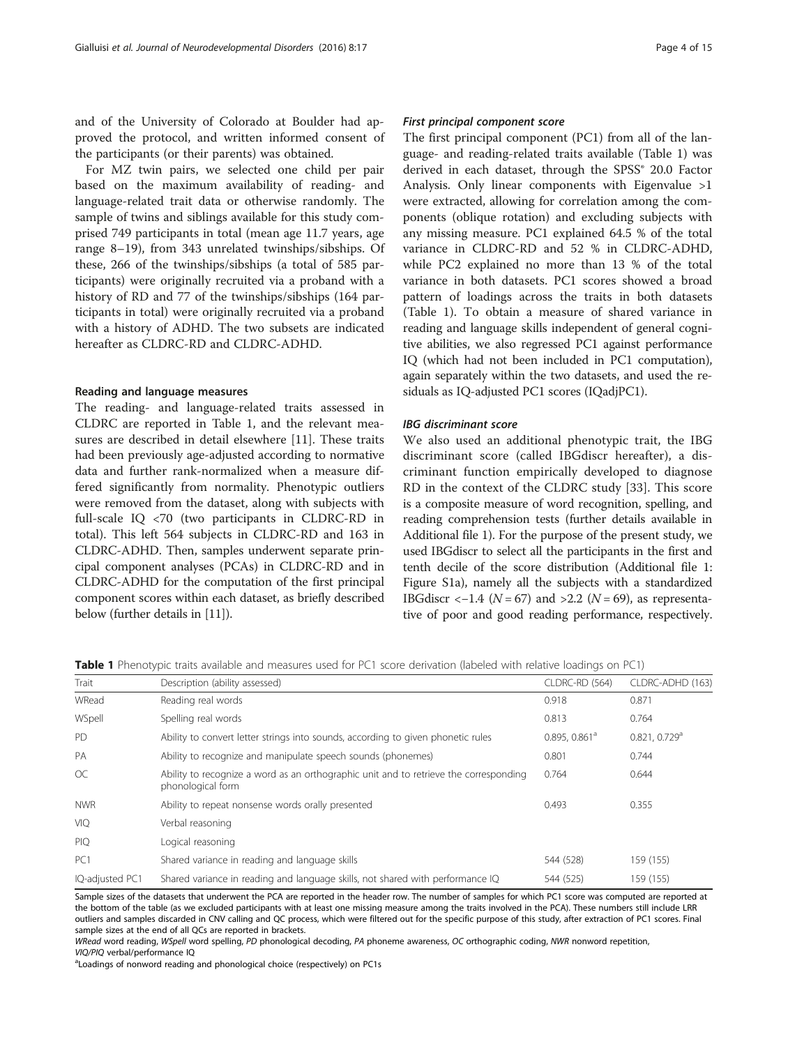and of the University of Colorado at Boulder had approved the protocol, and written informed consent of the participants (or their parents) was obtained.

For MZ twin pairs, we selected one child per pair based on the maximum availability of reading- and language-related trait data or otherwise randomly. The sample of twins and siblings available for this study comprised 749 participants in total (mean age 11.7 years, age range 8–19), from 343 unrelated twinships/sibships. Of these, 266 of the twinships/sibships (a total of 585 participants) were originally recruited via a proband with a history of RD and 77 of the twinships/sibships (164 participants in total) were originally recruited via a proband with a history of ADHD. The two subsets are indicated hereafter as CLDRC-RD and CLDRC-ADHD.

#### Reading and language measures

The reading- and language-related traits assessed in CLDRC are reported in Table 1, and the relevant measures are described in detail elsewhere [11]. These traits had been previously age-adjusted according to normative data and further rank-normalized when a measure differed significantly from normality. Phenotypic outliers were removed from the dataset, along with subjects with full-scale IQ <70 (two participants in CLDRC-RD in total). This left 564 subjects in CLDRC-RD and 163 in CLDRC-ADHD. Then, samples underwent separate principal component analyses (PCAs) in CLDRC-RD and in CLDRC-ADHD for the computation of the first principal component scores within each dataset, as briefly described below (further details in [11]).

##### *First principal component score*

The first principal component (PC1) from all of the language- and reading-related traits available (Table 1) was derived in each dataset, through the SPSS® 20.0 Factor Analysis. Only linear components with Eigenvalue >1 were extracted, allowing for correlation among the components (oblique rotation) and excluding subjects with any missing measure. PC1 explained 64.5 % of the total variance in CLDRC-RD and 52 % in CLDRC-ADHD, while PC2 explained no more than 13 % of the total variance in both datasets. PC1 scores showed a broad pattern of loadings across the traits in both datasets (Table 1). To obtain a measure of shared variance in reading and language skills independent of general cognitive abilities, we also regressed PC1 against performance IQ (which had not been included in PC1 computation), again separately within the two datasets, and used the residuals as IQ-adjusted PC1 scores (IQadjPC1).

##### *IBG discriminant score*

We also used an additional phenotypic trait, the IBG discriminant score (called IBGdiscr hereafter), a discriminant function empirically developed to diagnose RD in the context of the CLDRC study [33]. This score is a composite measure of word recognition, spelling, and reading comprehension tests (further details available in Additional file 1). For the purpose of the present study, we used IBGdiscr to select all the participants in the first and tenth decile of the score distribution (Additional file 1: Figure S1a), namely all the subjects with a standardized IBGdiscr <−1.4 ($N = 67$) and >2.2 ($N = 69$), as representative of poor and good reading performance, respectively.

**Table 1** Phenotypic traits available and measures used for PC1 score derivation (labeled with relative loadings on PC1)

| Trait | Description (ability assessed) | CLDRC-RD (564) | CLDRC-ADHD (163) |
|---|---|---|---|
| WRead | Reading real words | 0.918 | 0.871 |
| WSpell | Spelling real words | 0.813 | 0.764 |
| PD | Ability to convert letter strings into sounds, according to given phonetic rules | 0.895, 0.861[a] | 0.821, 0.729[a] |
| PA | Ability to recognize and manipulate speech sounds (phonemes) | 0.801 | 0.744 |
| OC | Ability to recognize a word as an orthographic unit and to retrieve the corresponding phonological form | 0.764 | 0.644 |
| NWR | Ability to repeat nonsense words orally presented | 0.493 | 0.355 |
| VIQ | Verbal reasoning | | |
| PIQ | Logical reasoning | | |
| PC1 | Shared variance in reading and language skills | 544 (528) | 159 (155) |
| IQ-adjusted PC1 | Shared variance in reading and language skills, not shared with performance IQ | 544 (525) | 159 (155) |

Sample sizes of the datasets that underwent the PCA are reported in the header row. The number of samples for which PC1 score was computed are reported at the bottom of the table (as we excluded participants with at least one missing measure among the traits involved in the PCA). These numbers still include LRR outliers and samples discarded in CNV calling and QC process, which were filtered out for the specific purpose of this study, after extraction of PC1 scores. Final sample sizes at the end of all QCs are reported in brackets.

*WRead* word reading, *WSpell* word spelling, *PD* phonological decoding, *PA* phoneme awareness, *OC* orthographic coding, *NWR* nonword repetition, *VIQ/PIQ* verbal/performance IQ

[a]Loadings of nonword reading and phonological choice (respectively) on PC1s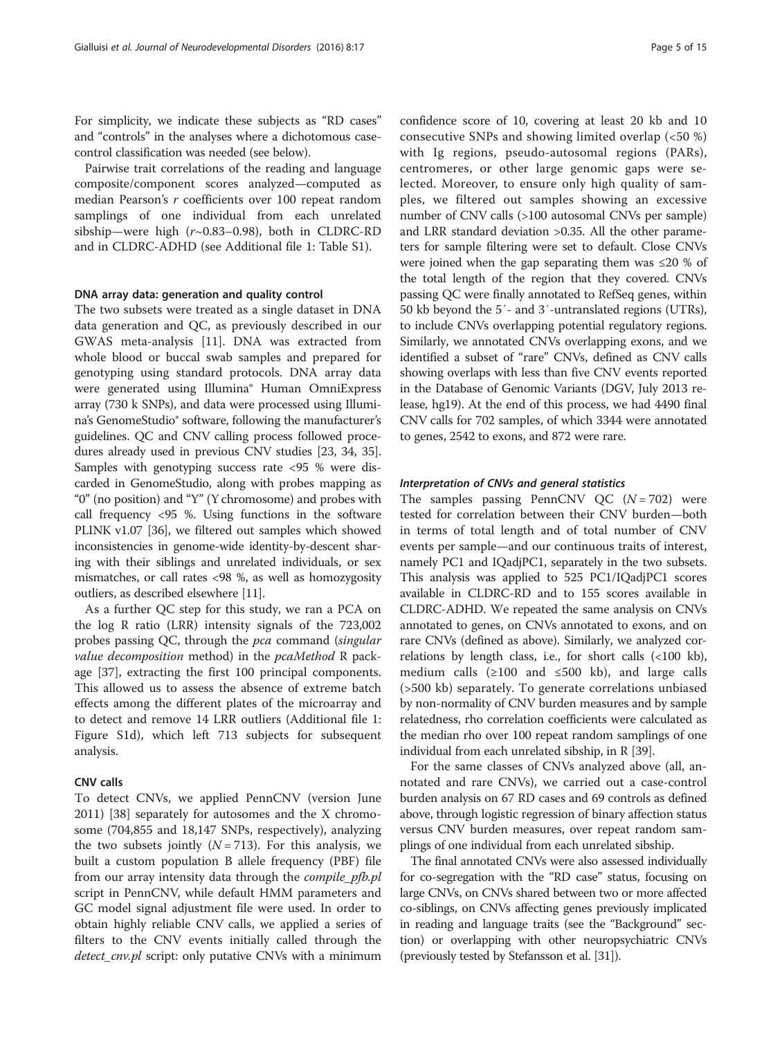For simplicity, we indicate these subjects as "RD cases" and "controls" in the analyses where a dichotomous case-control classification was needed (see below).

Pairwise trait correlations of the reading and language composite/component scores analyzed—computed as median Pearson's $r$ coefficients over 100 repeat random samplings of one individual from each unrelated sibship—were high ($r$~0.83–0.98), both in CLDRC-RD and in CLDRC-ADHD (see Additional file 1: Table S1).

### DNA array data: generation and quality control

The two subsets were treated as a single dataset in DNA data generation and QC, as previously described in our GWAS meta-analysis [11]. DNA was extracted from whole blood or buccal swab samples and prepared for genotyping using standard protocols. DNA array data were generated using Illumina® Human OmniExpress array (730 k SNPs), and data were processed using Illumina's GenomeStudio® software, following the manufacturer's guidelines. QC and CNV calling process followed procedures already used in previous CNV studies [23, 34, 35]. Samples with genotyping success rate <95 % were discarded in GenomeStudio, along with probes mapping as "0" (no position) and "Y" (Y chromosome) and probes with call frequency <95 %. Using functions in the software PLINK v1.07 [36], we filtered out samples which showed inconsistencies in genome-wide identity-by-descent sharing with their siblings and unrelated individuals, or sex mismatches, or call rates <98 %, as well as homozygosity outliers, as described elsewhere [11].

As a further QC step for this study, we ran a PCA on the log R ratio (LRR) intensity signals of the 723,002 probes passing QC, through the *pca* command (*singular value decomposition* method) in the *pcaMethod* R package [37], extracting the first 100 principal components. This allowed us to assess the absence of extreme batch effects among the different plates of the microarray and to detect and remove 14 LRR outliers (Additional file 1: Figure S1d), which left 713 subjects for subsequent analysis.

### CNV calls

To detect CNVs, we applied PennCNV (version June 2011) [38] separately for autosomes and the X chromosome (704,855 and 18,147 SNPs, respectively), analyzing the two subsets jointly ($N = 713$). For this analysis, we built a custom population B allele frequency (PBF) file from our array intensity data through the *compile_pfb.pl* script in PennCNV, while default HMM parameters and GC model signal adjustment file were used. In order to obtain highly reliable CNV calls, we applied a series of filters to the CNV events initially called through the *detect_cnv.pl* script: only putative CNVs with a minimum confidence score of 10, covering at least 20 kb and 10 consecutive SNPs and showing limited overlap (<50 %) with Ig regions, pseudo-autosomal regions (PARs), centromeres, or other large genomic gaps were selected. Moreover, to ensure only high quality of samples, we filtered out samples showing an excessive number of CNV calls (>100 autosomal CNVs per sample) and LRR standard deviation >0.35. All the other parameters for sample filtering were set to default. Close CNVs were joined when the gap separating them was ≤20 % of the total length of the region that they covered. CNVs passing QC were finally annotated to RefSeq genes, within 50 kb beyond the 5′- and 3′-untranslated regions (UTRs), to include CNVs overlapping potential regulatory regions. Similarly, we annotated CNVs overlapping exons, and we identified a subset of "rare" CNVs, defined as CNV calls showing overlaps with less than five CNV events reported in the Database of Genomic Variants (DGV, July 2013 release, hg19). At the end of this process, we had 4490 final CNV calls for 702 samples, of which 3344 were annotated to genes, 2542 to exons, and 872 were rare.

#### *Interpretation of CNVs and general statistics*

The samples passing PennCNV QC ($N = 702$) were tested for correlation between their CNV burden—both in terms of total length and of total number of CNV events per sample—and our continuous traits of interest, namely PC1 and IQadjPC1, separately in the two subsets. This analysis was applied to 525 PC1/IQadjPC1 scores available in CLDRC-RD and to 155 scores available in CLDRC-ADHD. We repeated the same analysis on CNVs annotated to genes, on CNVs annotated to exons, and on rare CNVs (defined as above). Similarly, we analyzed correlations by length class, i.e., for short calls (<100 kb), medium calls (≥100 and ≤500 kb), and large calls (>500 kb) separately. To generate correlations unbiased by non-normality of CNV burden measures and by sample relatedness, rho correlation coefficients were calculated as the median rho over 100 repeat random samplings of one individual from each unrelated sibship, in R [39].

For the same classes of CNVs analyzed above (all, annotated and rare CNVs), we carried out a case-control burden analysis on 67 RD cases and 69 controls as defined above, through logistic regression of binary affection status versus CNV burden measures, over repeat random samplings of one individual from each unrelated sibship.

The final annotated CNVs were also assessed individually for co-segregation with the "RD case" status, focusing on large CNVs, on CNVs shared between two or more affected co-siblings, on CNVs affecting genes previously implicated in reading and language traits (see the "Background" section) or overlapping with other neuropsychiatric CNVs (previously tested by Stefansson et al. [31]).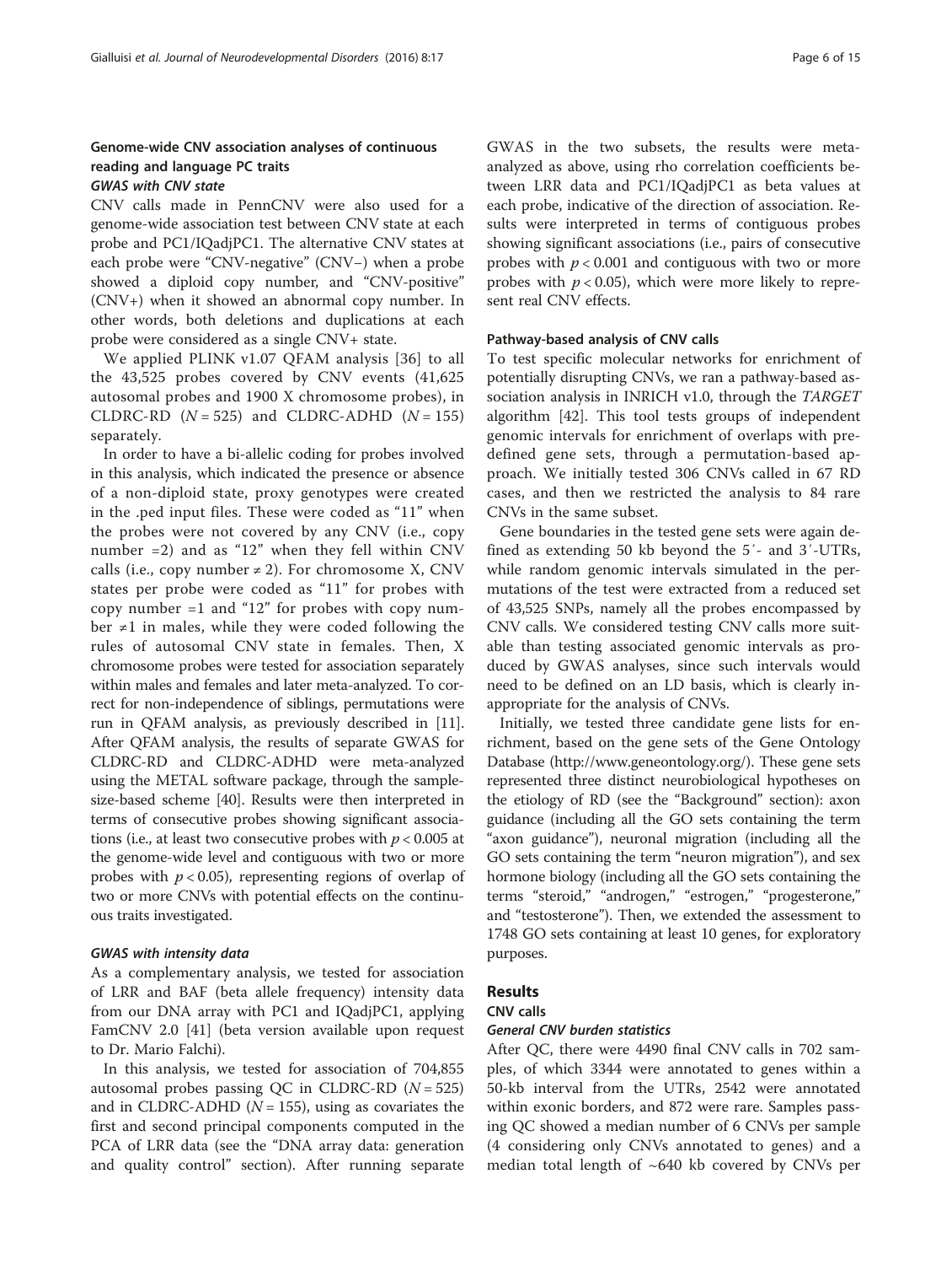## Genome-wide CNV association analyses of continuous reading and language PC traits

### *GWAS with CNV state*

CNV calls made in PennCNV were also used for a genome-wide association test between CNV state at each probe and PC1/IQadjPC1. The alternative CNV states at each probe were "CNV-negative" (CNV−) when a probe showed a diploid copy number, and "CNV-positive" (CNV+) when it showed an abnormal copy number. In other words, both deletions and duplications at each probe were considered as a single CNV+ state.

We applied PLINK v1.07 QFAM analysis [36] to all the 43,525 probes covered by CNV events (41,625 autosomal probes and 1900 X chromosome probes), in CLDRC-RD ($N = 525$) and CLDRC-ADHD ($N = 155$) separately.

In order to have a bi-allelic coding for probes involved in this analysis, which indicated the presence or absence of a non-diploid state, proxy genotypes were created in the .ped input files. These were coded as "11" when the probes were not covered by any CNV (i.e., copy number =2) and as "12" when they fell within CNV calls (i.e., copy number ≠ 2). For chromosome X, CNV states per probe were coded as "11" for probes with copy number =1 and "12" for probes with copy number ≠1 in males, while they were coded following the rules of autosomal CNV state in females. Then, X chromosome probes were tested for association separately within males and females and later meta-analyzed. To correct for non-independence of siblings, permutations were run in QFAM analysis, as previously described in [11]. After QFAM analysis, the results of separate GWAS for CLDRC-RD and CLDRC-ADHD were meta-analyzed using the METAL software package, through the sample-size-based scheme [40]. Results were then interpreted in terms of consecutive probes showing significant associations (i.e., at least two consecutive probes with $p < 0.005$ at the genome-wide level and contiguous with two or more probes with $p < 0.05$), representing regions of overlap of two or more CNVs with potential effects on the continuous traits investigated.

### *GWAS with intensity data*

As a complementary analysis, we tested for association of LRR and BAF (beta allele frequency) intensity data from our DNA array with PC1 and IQadjPC1, applying FamCNV 2.0 [41] (beta version available upon request to Dr. Mario Falchi).

In this analysis, we tested for association of 704,855 autosomal probes passing QC in CLDRC-RD ($N = 525$) and in CLDRC-ADHD ($N = 155$), using as covariates the first and second principal components computed in the PCA of LRR data (see the "DNA array data: generation and quality control" section). After running separate GWAS in the two subsets, the results were meta-analyzed as above, using rho correlation coefficients between LRR data and PC1/IQadjPC1 as beta values at each probe, indicative of the direction of association. Results were interpreted in terms of contiguous probes showing significant associations (i.e., pairs of consecutive probes with $p < 0.001$ and contiguous with two or more probes with $p < 0.05$), which were more likely to represent real CNV effects.

### Pathway-based analysis of CNV calls

To test specific molecular networks for enrichment of potentially disrupting CNVs, we ran a pathway-based association analysis in INRICH v1.0, through the *TARGET* algorithm [42]. This tool tests groups of independent genomic intervals for enrichment of overlaps with predefined gene sets, through a permutation-based approach. We initially tested 306 CNVs called in 67 RD cases, and then we restricted the analysis to 84 rare CNVs in the same subset.

Gene boundaries in the tested gene sets were again defined as extending 50 kb beyond the 5′- and 3′-UTRs, while random genomic intervals simulated in the permutations of the test were extracted from a reduced set of 43,525 SNPs, namely all the probes encompassed by CNV calls. We considered testing CNV calls more suitable than testing associated genomic intervals as produced by GWAS analyses, since such intervals would need to be defined on an LD basis, which is clearly inappropriate for the analysis of CNVs.

Initially, we tested three candidate gene lists for enrichment, based on the gene sets of the Gene Ontology Database (http://www.geneontology.org/). These gene sets represented three distinct neurobiological hypotheses on the etiology of RD (see the "Background" section): axon guidance (including all the GO sets containing the term "axon guidance"), neuronal migration (including all the GO sets containing the term "neuron migration"), and sex hormone biology (including all the GO sets containing the terms "steroid," "androgen," "estrogen," "progesterone," and "testosterone"). Then, we extended the assessment to 1748 GO sets containing at least 10 genes, for exploratory purposes.

## Results

### CNV calls

#### *General CNV burden statistics*

After QC, there were 4490 final CNV calls in 702 samples, of which 3344 were annotated to genes within a 50-kb interval from the UTRs, 2542 were annotated within exonic borders, and 872 were rare. Samples passing QC showed a median number of 6 CNVs per sample (4 considering only CNVs annotated to genes) and a median total length of ~640 kb covered by CNVs per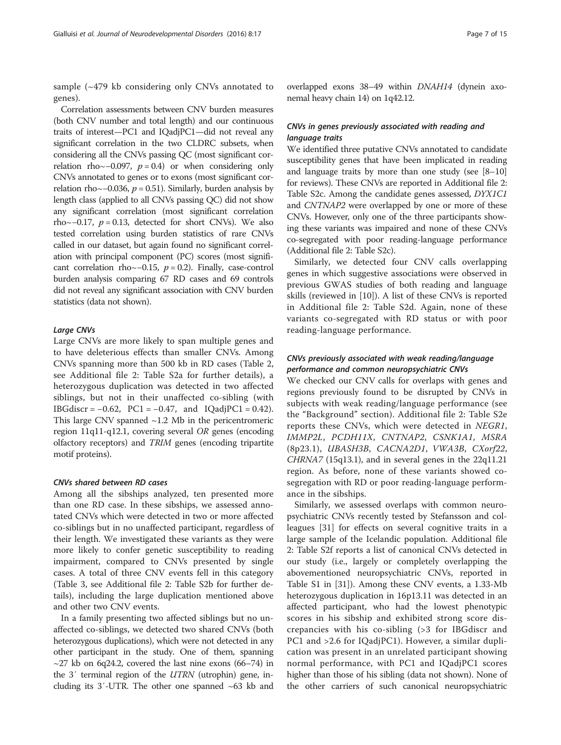sample (~479 kb considering only CNVs annotated to genes).

Correlation assessments between CNV burden measures (both CNV number and total length) and our continuous traits of interest—PC1 and IQadjPC1—did not reveal any significant correlation in the two CLDRC subsets, when considering all the CNVs passing QC (most significant correlation rho~−0.097, $p = 0.4$) or when considering only CNVs annotated to genes or to exons (most significant correlation rho~−0.036, $p = 0.51$). Similarly, burden analysis by length class (applied to all CNVs passing QC) did not show any significant correlation (most significant correlation rho~−0.17, $p = 0.13$, detected for short CNVs). We also tested correlation using burden statistics of rare CNVs called in our dataset, but again found no significant correlation with principal component (PC) scores (most significant correlation rho~−0.15, $p = 0.2$). Finally, case-control burden analysis comparing 67 RD cases and 69 controls did not reveal any significant association with CNV burden statistics (data not shown).

#### *Large CNVs*

Large CNVs are more likely to span multiple genes and to have deleterious effects than smaller CNVs. Among CNVs spanning more than 500 kb in RD cases (Table 2, see Additional file 2: Table S2a for further details), a heterozygous duplication was detected in two affected siblings, but not in their unaffected co-sibling (with IBGdiscr = −0.62, PC1 = −0.47, and IQadjPC1 = 0.42). This large CNV spanned ~1.2 Mb in the pericentromeric region 11q11-q12.1, covering several *OR* genes (encoding olfactory receptors) and *TRIM* genes (encoding tripartite motif proteins).

#### *CNVs shared between RD cases*

Among all the sibships analyzed, ten presented more than one RD case. In these sibships, we assessed annotated CNVs which were detected in two or more affected co-siblings but in no unaffected participant, regardless of their length. We investigated these variants as they were more likely to confer genetic susceptibility to reading impairment, compared to CNVs presented by single cases. A total of three CNV events fell in this category (Table 3, see Additional file 2: Table S2b for further details), including the large duplication mentioned above and other two CNV events.

In a family presenting two affected siblings but no unaffected co-siblings, we detected two shared CNVs (both heterozygous duplications), which were not detected in any other participant in the study. One of them, spanning ~27 kb on 6q24.2, covered the last nine exons (66–74) in the 3′ terminal region of the *UTRN* (utrophin) gene, including its 3′-UTR. The other one spanned ~63 kb and overlapped exons 38–49 within *DNAH14* (dynein axonemal heavy chain 14) on 1q42.12.

#### *CNVs in genes previously associated with reading and language traits*

We identified three putative CNVs annotated to candidate susceptibility genes that have been implicated in reading and language traits by more than one study (see [8–10] for reviews). These CNVs are reported in Additional file 2: Table S2c. Among the candidate genes assessed, *DYX1C1* and *CNTNAP2* were overlapped by one or more of these CNVs. However, only one of the three participants showing these variants was impaired and none of these CNVs co-segregated with poor reading-language performance (Additional file 2: Table S2c).

Similarly, we detected four CNV calls overlapping genes in which suggestive associations were observed in previous GWAS studies of both reading and language skills (reviewed in [10]). A list of these CNVs is reported in Additional file 2: Table S2d. Again, none of these variants co-segregated with RD status or with poor reading-language performance.

#### *CNVs previously associated with weak reading/language performance and common neuropsychiatric CNVs*

We checked our CNV calls for overlaps with genes and regions previously found to be disrupted by CNVs in subjects with weak reading/language performance (see the "Background" section). Additional file 2: Table S2e reports these CNVs, which were detected in *NEGR1*, *IMMP2L*, *PCDH11X*, *CNTNAP2*, *CSNK1A1*, *MSRA* (8p23.1), *UBASH3B*, *CACNA2D1*, *VWA3B*, *CXorf22*, *CHRNA7* (15q13.1), and in several genes in the 22q11.21 region. As before, none of these variants showed co-segregation with RD or poor reading-language performance in the sibships.

Similarly, we assessed overlaps with common neuropsychiatric CNVs recently tested by Stefansson and colleagues [31] for effects on several cognitive traits in a large sample of the Icelandic population. Additional file 2: Table S2f reports a list of canonical CNVs detected in our study (i.e., largely or completely overlapping the abovementioned neuropsychiatric CNVs, reported in Table S1 in [31]). Among these CNV events, a 1.33-Mb heterozygous duplication in 16p13.11 was detected in an affected participant, who had the lowest phenotypic scores in his sibship and exhibited strong score discrepancies with his co-sibling (>3 for IBGdiscr and PC1 and >2.6 for IQadjPC1). However, a similar duplication was present in an unrelated participant showing normal performance, with PC1 and IQadjPC1 scores higher than those of his sibling (data not shown). None of the other carriers of such canonical neuropsychiatric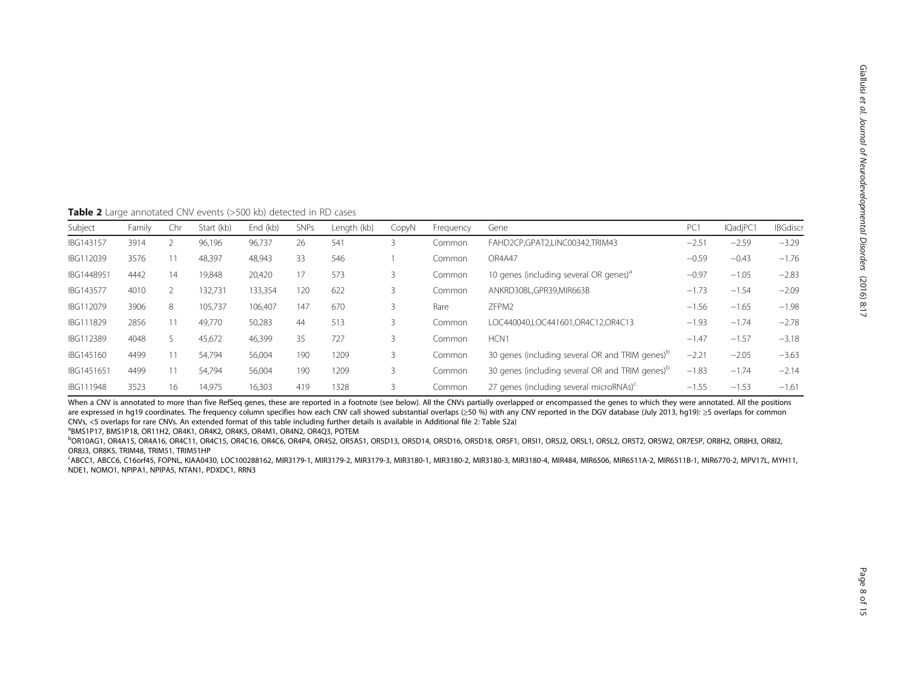**Table 2** Large annotated CNV events (>500 kb) detected in RD cases

| Subject | Family | Chr | Start (kb) | End (kb) | SNPs | Length (kb) | CopyN | Frequency | Gene | PC1 | IQadjPC1 | IBGdiscr |
|---|---|---|---|---|---|---|---|---|---|---|---|---|
| IBG143157 | 3914 | 2 | 96,196 | 96,737 | 26 | 541 | 3 | Common | FAHD2CP,GPAT2,LINC00342,TRIM43 | −2.51 | −2.59 | −3.29 |
| IBG112039 | 3576 | 11 | 48,397 | 48,943 | 33 | 546 | 1 | Common | OR4A47 | −0.59 | −0.43 | −1.76 |
| IBG1448951 | 4442 | 14 | 19,848 | 20,420 | 17 | 573 | 3 | Common | 10 genes (including several OR genes)[a] | −0.97 | −1.05 | −2.83 |
| IBG143577 | 4010 | 2 | 132,731 | 133,354 | 120 | 622 | 3 | Common | ANKRD30BL,GPR39,MIR663B | −1.73 | −1.54 | −2.09 |
| IBG112079 | 3906 | 8 | 105,737 | 106,407 | 147 | 670 | 3 | Rare | ZFPM2 | −1.56 | −1.65 | −1.98 |
| IBG111829 | 2856 | 11 | 49,770 | 50,283 | 44 | 513 | 3 | Common | LOC440040,LOC441601,OR4C12,OR4C13 | −1.93 | −1.74 | −2.78 |
| IBG112389 | 4048 | 5 | 45,672 | 46,399 | 35 | 727 | 3 | Common | HCN1 | −1.47 | −1.57 | −3.18 |
| IBG145160 | 4499 | 11 | 54,794 | 56,004 | 190 | 1209 | 3 | Common | 30 genes (including several OR and TRIM genes)[b] | −2.21 | −2.05 | −3.63 |
| IBG1451651 | 4499 | 11 | 54,794 | 56,004 | 190 | 1209 | 3 | Common | 30 genes (including several OR and TRIM genes)[b] | −1.83 | −1.74 | −2.14 |
| IBG111948 | 3523 | 16 | 14,975 | 16,303 | 419 | 1328 | 3 | Common | 27 genes (including several microRNAs)[c] | −1.55 | −1.53 | −1.61 |

When a CNV is annotated to more than five RefSeq genes, these are reported in a footnote (see below). All the CNVs partially overlapped or encompassed the genes to which they were annotated. All the positions are expressed in hg19 coordinates. The frequency column specifies how each CNV call showed substantial overlaps (≥50 %) with any CNV reported in the DGV database (July 2013, hg19): ≥5 overlaps for common CNVs, <5 overlaps for rare CNVs. An extended format of this table including further details is available in Additional file 2: Table S2a)

[a]BMS1P17, BMS1P18, OR11H2, OR4K1, OR4K2, OR4K5, OR4M1, OR4N2, OR4Q3, POTEM

[b]OR10AG1, OR4A15, OR4A16, OR4C11, OR4C15, OR4C16, OR4C6, OR4P4, OR4S2, OR5AS1, OR5D13, OR5D14, OR5D16, OR5D18, OR5F1, OR5I1, OR5J2, OR5L1, OR5L2, OR5T2, OR5W2, OR7E5P, OR8H2, OR8H3, OR8I2, OR8J3, OR8K5, TRIM48, TRIM51, TRIM51HP

[c]ABCC1, ABCC6, C16orf45, FOPNL, KIAA0430, LOC100288162, MIR3179-1, MIR3179-2, MIR3179-3, MIR3180-1, MIR3180-2, MIR3180-3, MIR3180-4, MIR484, MIR6506, MIR6511A-2, MIR6511B-1, MIR6770-2, MPV17L, MYH11, NDE1, NOMO1, NPIPA1, NPIPA5, NTAN1, PDXDC1, RRN3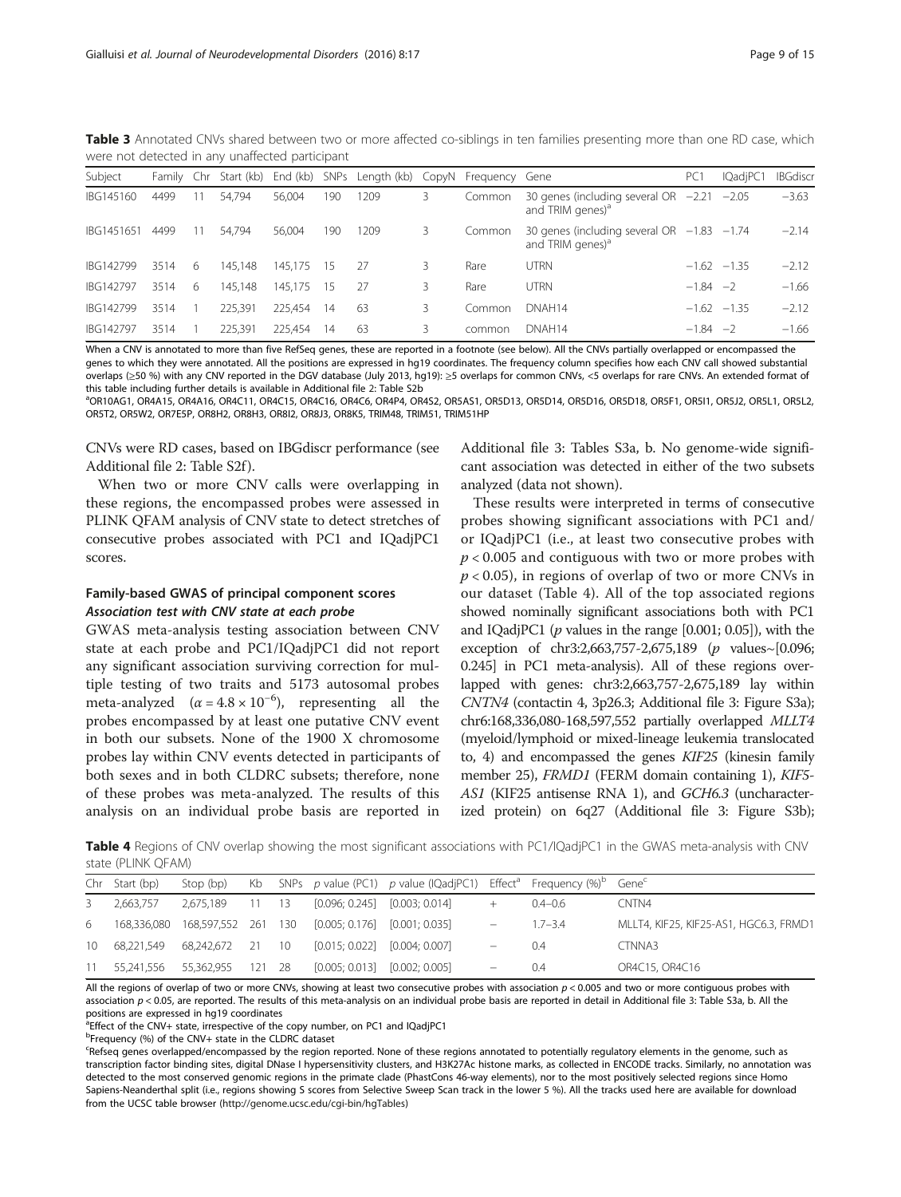**Table 3** Annotated CNVs shared between two or more affected co-siblings in ten families presenting more than one RD case, which were not detected in any unaffected participant

| Subject | Family | Chr | Start (kb) | End (kb) | SNPs | Length (kb) | CopyN | Frequency | Gene | PC1 | IQadjPC1 | IBGdiscr |
|---|---|---|---|---|---|---|---|---|---|---|---|---|
| IBG145160 | 4499 | 11 | 54,794 | 56,004 | 190 | 1209 | 3 | Common | 30 genes (including several OR and TRIM genes)[a] | −2.21 | −2.05 | −3.63 |
| IBG1451651 | 4499 | 11 | 54,794 | 56,004 | 190 | 1209 | 3 | Common | 30 genes (including several OR and TRIM genes)[a] | −1.83 | −1.74 | −2.14 |
| IBG142799 | 3514 | 6 | 145,148 | 145,175 | 15 | 27 | 3 | Rare | UTRN | −1.62 | −1.35 | −2.12 |
| IBG142797 | 3514 | 6 | 145,148 | 145,175 | 15 | 27 | 3 | Rare | UTRN | −1.84 | −2 | −1.66 |
| IBG142799 | 3514 | 1 | 225,391 | 225,454 | 14 | 63 | 3 | Common | DNAH14 | −1.62 | −1.35 | −2.12 |
| IBG142797 | 3514 | 1 | 225,391 | 225,454 | 14 | 63 | 3 | common | DNAH14 | −1.84 | −2 | −1.66 |

When a CNV is annotated to more than five RefSeq genes, these are reported in a footnote (see below). All the CNVs partially overlapped or encompassed the genes to which they were annotated. All the positions are expressed in hg19 coordinates. The frequency column specifies how each CNV call showed substantial overlaps (≥50 %) with any CNV reported in the DGV database (July 2013, hg19): ≥5 overlaps for common CNVs, <5 overlaps for rare CNVs. An extended format of this table including further details is available in Additional file 2: Table S2b

[a]OR10AG1, OR4A15, OR4A16, OR4C11, OR4C15, OR4C16, OR4C6, OR4P4, OR4S2, OR5AS1, OR5D13, OR5D14, OR5D16, OR5D18, OR5F1, OR5I1, OR5J2, OR5L1, OR5L2, OR5T2, OR5W2, OR7E5P, OR8H2, OR8H3, OR8I2, OR8J3, OR8K5, TRIM48, TRIM51, TRIM51HP

CNVs were RD cases, based on IBGdiscr performance (see Additional file 2: Table S2f).

When two or more CNV calls were overlapping in these regions, the encompassed probes were assessed in PLINK QFAM analysis of CNV state to detect stretches of consecutive probes associated with PC1 and IQadjPC1 scores.

## Family-based GWAS of principal component scores

### *Association test with CNV state at each probe*

GWAS meta-analysis testing association between CNV state at each probe and PC1/IQadjPC1 did not report any significant association surviving correction for multiple testing of two traits and 5173 autosomal probes meta-analyzed ($\alpha = 4.8 \times 10^{-6}$), representing all the probes encompassed by at least one putative CNV event in both our subsets. None of the 1900 X chromosome probes lay within CNV events detected in participants of both sexes and in both CLDRC subsets; therefore, none of these probes was meta-analyzed. The results of this analysis on an individual probe basis are reported in Additional file 3: Tables S3a, b. No genome-wide significant association was detected in either of the two subsets analyzed (data not shown).

These results were interpreted in terms of consecutive probes showing significant associations with PC1 and/or IQadjPC1 (i.e., at least two consecutive probes with $p < 0.005$ and contiguous with two or more probes with $p < 0.05$), in regions of overlap of two or more CNVs in our dataset (Table 4). All of the top associated regions showed nominally significant associations both with PC1 and IQadjPC1 ($p$ values in the range [0.001; 0.05]), with the exception of chr3:2,663,757-2,675,189 ($p$ values~[0.096; 0.245] in PC1 meta-analysis). All of these regions overlapped with genes: chr3:2,663,757-2,675,189 lay within *CNTN4* (contactin 4, 3p26.3; Additional file 3: Figure S3a); chr6:168,336,080-168,597,552 partially overlapped *MLLT4* (myeloid/lymphoid or mixed-lineage leukemia translocated to, 4) and encompassed the genes *KIF25* (kinesin family member 25), *FRMD1* (FERM domain containing 1), *KIF5-AS1* (KIF25 antisense RNA 1), and *GCH6.3* (uncharacterized protein) on 6q27 (Additional file 3: Figure S3b);

**Table 4** Regions of CNV overlap showing the most significant associations with PC1/IQadjPC1 in the GWAS meta-analysis with CNV state (PLINK QFAM)

| Chr | Start (bp) | Stop (bp) | Kb | SNPs | $p$ value (PC1) | $p$ value (IQadjPC1) | Effect[a] | Frequency (%)[b] | Gene[c] |
|---|---|---|---|---|---|---|---|---|---|
| 3 | 2,663,757 | 2,675,189 | 11 | 13 | [0.096; 0.245] | [0.003; 0.014] | + | 0.4–0.6 | CNTN4 |
| 6 | 168,336,080 | 168,597,552 | 261 | 130 | [0.005; 0.176] | [0.001; 0.035] | − | 1.7–3.4 | MLLT4, KIF25, KIF25-AS1, HGC6.3, FRMD1 |
| 10 | 68,221,549 | 68,242,672 | 21 | 10 | [0.015; 0.022] | [0.004; 0.007] | − | 0.4 | CTNNA3 |
| 11 | 55,241,556 | 55,362,955 | 121 | 28 | [0.005; 0.013] | [0.002; 0.005] | − | 0.4 | OR4C15, OR4C16 |

All the regions of overlap of two or more CNVs, showing at least two consecutive probes with association $p < 0.005$ and two or more contiguous probes with association $p < 0.05$, are reported. The results of this meta-analysis on an individual probe basis are reported in detail in Additional file 3: Table S3a, b. All the positions are expressed in hg19 coordinates

[a]Effect of the CNV+ state, irrespective of the copy number, on PC1 and IQadjPC1

[b]Frequency (%) of the CNV+ state in the CLDRC dataset

[c]Refseq genes overlapped/encompassed by the region reported. None of these regions annotated to potentially regulatory elements in the genome, such as transcription factor binding sites, digital DNase I hypersensitivity clusters, and H3K27Ac histone marks, as collected in ENCODE tracks. Similarly, no annotation was detected to the most conserved genomic regions in the primate clade (PhastCons 46-way elements), nor to the most positively selected regions since Homo Sapiens-Neanderthal split (i.e., regions showing S scores from Selective Sweep Scan track in the lower 5 %). All the tracks used here are available for download from the UCSC table browser (http://genome.ucsc.edu/cgi-bin/hgTables)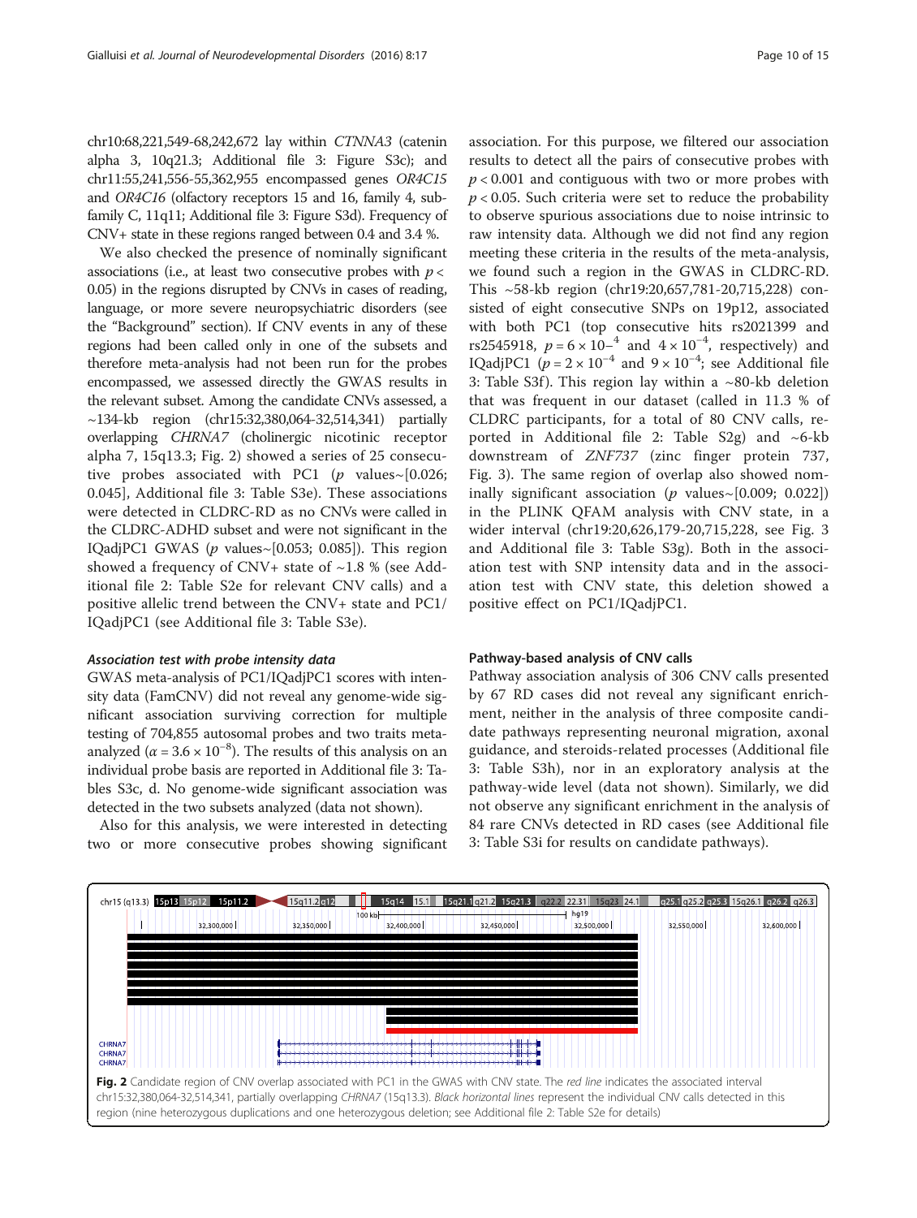chr10:68,221,549-68,242,672 lay within *CTNNA3* (catenin alpha 3, 10q21.3; Additional file 3: Figure S3c); and chr11:55,241,556-55,362,955 encompassed genes *OR4C15* and *OR4C16* (olfactory receptors 15 and 16, family 4, subfamily C, 11q11; Additional file 3: Figure S3d). Frequency of CNV+ state in these regions ranged between 0.4 and 3.4 %.

We also checked the presence of nominally significant associations (i.e., at least two consecutive probes with $p < 0.05$) in the regions disrupted by CNVs in cases of reading, language, or more severe neuropsychiatric disorders (see the "Background" section). If CNV events in any of these regions had been called only in one of the subsets and therefore meta-analysis had not been run for the probes encompassed, we assessed directly the GWAS results in the relevant subset. Among the candidate CNVs assessed, a ~134-kb region (chr15:32,380,064-32,514,341) partially overlapping *CHRNA7* (cholinergic nicotinic receptor alpha 7, 15q13.3; Fig. 2) showed a series of 25 consecutive probes associated with PC1 ($p$ values~[0.026; 0.045], Additional file 3: Table S3e). These associations were detected in CLDRC-RD as no CNVs were called in the CLDRC-ADHD subset and were not significant in the IQadjPC1 GWAS ($p$ values~[0.053; 0.085]). This region showed a frequency of CNV+ state of ~1.8 % (see Additional file 2: Table S2e for relevant CNV calls) and a positive allelic trend between the CNV+ state and PC1/IQadjPC1 (see Additional file 3: Table S3e).

#### *Association test with probe intensity data*

GWAS meta-analysis of PC1/IQadjPC1 scores with intensity data (FamCNV) did not reveal any genome-wide significant association surviving correction for multiple testing of 704,855 autosomal probes and two traits meta-analyzed ($\alpha = 3.6 \times 10^{-8}$). The results of this analysis on an individual probe basis are reported in Additional file 3: Tables S3c, d. No genome-wide significant association was detected in the two subsets analyzed (data not shown).

Also for this analysis, we were interested in detecting two or more consecutive probes showing significant association. For this purpose, we filtered our association results to detect all the pairs of consecutive probes with $p < 0.001$ and contiguous with two or more probes with $p < 0.05$. Such criteria were set to reduce the probability to observe spurious associations due to noise intrinsic to raw intensity data. Although we did not find any region meeting these criteria in the results of the meta-analysis, we found such a region in the GWAS in CLDRC-RD. This ~58-kb region (chr19:20,657,781-20,715,228) consisted of eight consecutive SNPs on 19p12, associated with both PC1 (top consecutive hits rs2021399 and rs2545918, $p = 6 \times 10^{-4}$ and $4 \times 10^{-4}$, respectively) and IQadjPC1 ($p = 2 \times 10^{-4}$ and $9 \times 10^{-4}$; see Additional file 3: Table S3f). This region lay within a ~80-kb deletion that was frequent in our dataset (called in 11.3 % of CLDRC participants, for a total of 80 CNV calls, reported in Additional file 2: Table S2g) and ~6-kb downstream of *ZNF737* (zinc finger protein 737, Fig. 3). The same region of overlap also showed nominally significant association ($p$ values~[0.009; 0.022]) in the PLINK QFAM analysis with CNV state, in a wider interval (chr19:20,626,179-20,715,228, see Fig. 3 and Additional file 3: Table S3g). Both in the association test with SNP intensity data and in the association test with CNV state, this deletion showed a positive effect on PC1/IQadjPC1.

#### Pathway-based analysis of CNV calls

Pathway association analysis of 306 CNV calls presented by 67 RD cases did not reveal any significant enrichment, neither in the analysis of three composite candidate pathways representing neuronal migration, axonal guidance, and steroids-related processes (Additional file 3: Table S3h), nor in an exploratory analysis at the pathway-wide level (data not shown). Similarly, we did not observe any significant enrichment in the analysis of 84 rare CNVs detected in RD cases (see Additional file 3: Table S3i for results on candidate pathways).

**Fig. 2** Candidate region of CNV overlap associated with PC1 in the GWAS with CNV state. The *red line* indicates the associated interval chr15:32,380,064-32,514,341, partially overlapping *CHRNA7* (15q13.3). *Black horizontal lines* represent the individual CNV calls detected in this region (nine heterozygous duplications and one heterozygous deletion; see Additional file 2: Table S2e for details)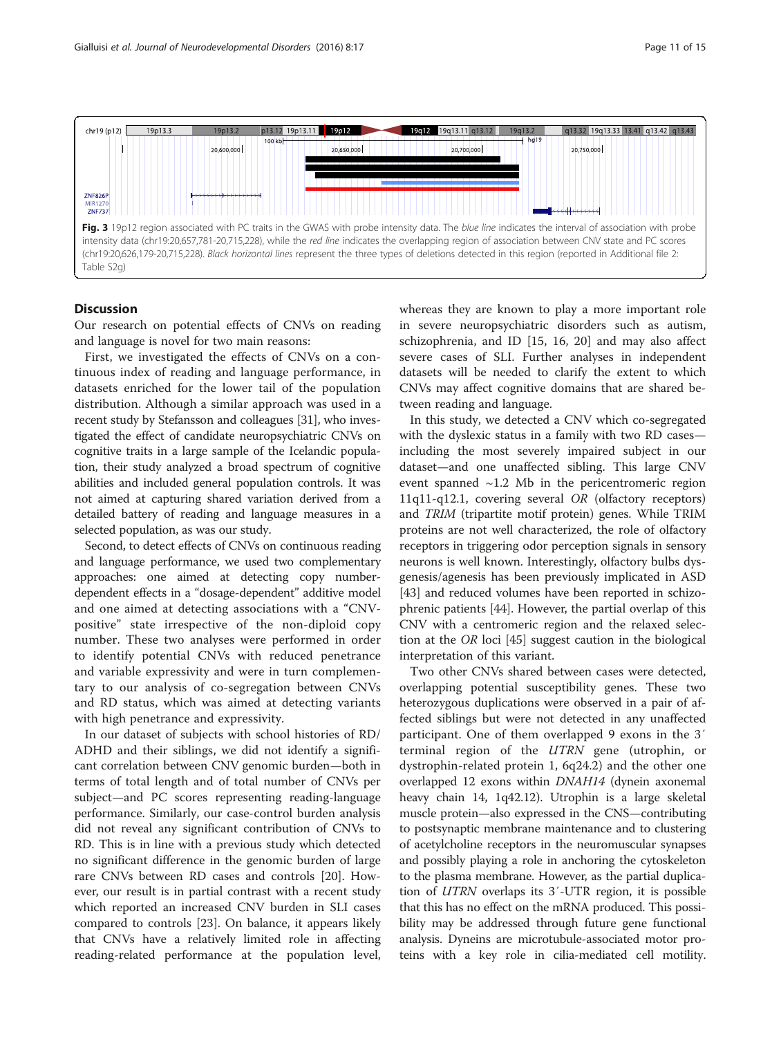chr19 (p12) 19p13.3 19p13.2 p13.12 19p13.11 19p12 19q12 19q13.11 q13.12 19q13.2 q13.32 19q13.33 13.41 q13.42 q13.43

100 kb hg19

20,600,000 20,650,000 20,700,000 20,750,000

ZNF826P
MIR1270
ZNF737

**Fig. 3** 19p12 region associated with PC traits in the GWAS with probe intensity data. The *blue line* indicates the interval of association with probe intensity data (chr19:20,657,781-20,715,228), while the *red line* indicates the overlapping region of association between CNV state and PC scores (chr19:20,626,179-20,715,228). *Black horizontal lines* represent the three types of deletions detected in this region (reported in Additional file 2: Table S2g)

## Discussion

Our research on potential effects of CNVs on reading and language is novel for two main reasons:

First, we investigated the effects of CNVs on a continuous index of reading and language performance, in datasets enriched for the lower tail of the population distribution. Although a similar approach was used in a recent study by Stefansson and colleagues [31], who investigated the effect of candidate neuropsychiatric CNVs on cognitive traits in a large sample of the Icelandic population, their study analyzed a broad spectrum of cognitive abilities and included general population controls. It was not aimed at capturing shared variation derived from a detailed battery of reading and language measures in a selected population, as was our study.

Second, to detect effects of CNVs on continuous reading and language performance, we used two complementary approaches: one aimed at detecting copy number-dependent effects in a "dosage-dependent" additive model and one aimed at detecting associations with a "CNV-positive" state irrespective of the non-diploid copy number. These two analyses were performed in order to identify potential CNVs with reduced penetrance and variable expressivity and were in turn complementary to our analysis of co-segregation between CNVs and RD status, which was aimed at detecting variants with high penetrance and expressivity.

In our dataset of subjects with school histories of RD/ADHD and their siblings, we did not identify a significant correlation between CNV genomic burden—both in terms of total length and of total number of CNVs per subject—and PC scores representing reading-language performance. Similarly, our case-control burden analysis did not reveal any significant contribution of CNVs to RD. This is in line with a previous study which detected no significant difference in the genomic burden of large rare CNVs between RD cases and controls [20]. However, our result is in partial contrast with a recent study which reported an increased CNV burden in SLI cases compared to controls [23]. On balance, it appears likely that CNVs have a relatively limited role in affecting reading-related performance at the population level, whereas they are known to play a more important role in severe neuropsychiatric disorders such as autism, schizophrenia, and ID [15, 16, 20] and may also affect severe cases of SLI. Further analyses in independent datasets will be needed to clarify the extent to which CNVs may affect cognitive domains that are shared between reading and language.

In this study, we detected a CNV which co-segregated with the dyslexic status in a family with two RD cases—including the most severely impaired subject in our dataset—and one unaffected sibling. This large CNV event spanned ~1.2 Mb in the pericentromeric region 11q11-q12.1, covering several *OR* (olfactory receptors) and *TRIM* (tripartite motif protein) genes. While TRIM proteins are not well characterized, the role of olfactory receptors in triggering odor perception signals in sensory neurons is well known. Interestingly, olfactory bulbs dysgenesis/agenesis has been previously implicated in ASD [43] and reduced volumes have been reported in schizophrenic patients [44]. However, the partial overlap of this CNV with a centromeric region and the relaxed selection at the *OR* loci [45] suggest caution in the biological interpretation of this variant.

Two other CNVs shared between cases were detected, overlapping potential susceptibility genes. These two heterozygous duplications were observed in a pair of affected siblings but were not detected in any unaffected participant. One of them overlapped 9 exons in the 3′ terminal region of the *UTRN* gene (utrophin, or dystrophin-related protein 1, 6q24.2) and the other one overlapped 12 exons within *DNAH14* (dynein axonemal heavy chain 14, 1q42.12). Utrophin is a large skeletal muscle protein—also expressed in the CNS—contributing to postsynaptic membrane maintenance and to clustering of acetylcholine receptors in the neuromuscular synapses and possibly playing a role in anchoring the cytoskeleton to the plasma membrane. However, as the partial duplication of *UTRN* overlaps its 3′-UTR region, it is possible that this has no effect on the mRNA produced. This possibility may be addressed through future gene functional analysis. Dyneins are microtubule-associated motor proteins with a key role in cilia-mediated cell motility.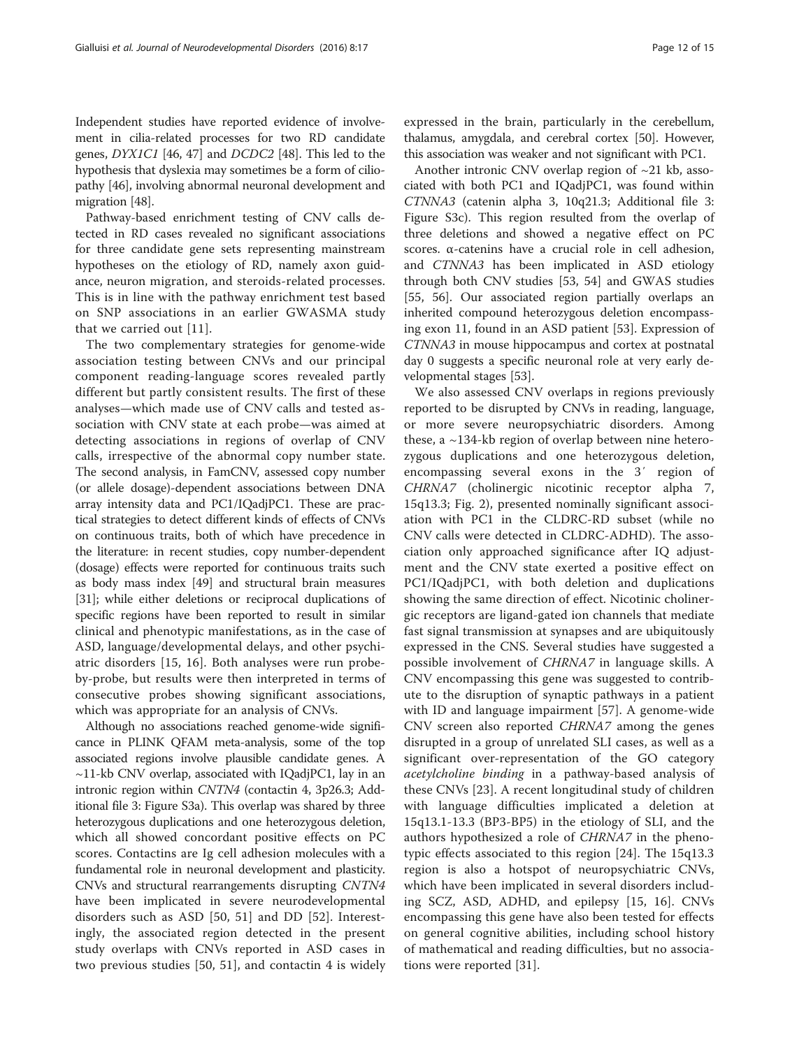Independent studies have reported evidence of involvement in cilia-related processes for two RD candidate genes, *DYX1C1* [46, 47] and *DCDC2* [48]. This led to the hypothesis that dyslexia may sometimes be a form of ciliopathy [46], involving abnormal neuronal development and migration [48].

Pathway-based enrichment testing of CNV calls detected in RD cases revealed no significant associations for three candidate gene sets representing mainstream hypotheses on the etiology of RD, namely axon guidance, neuron migration, and steroids-related processes. This is in line with the pathway enrichment test based on SNP associations in an earlier GWASMA study that we carried out [11].

The two complementary strategies for genome-wide association testing between CNVs and our principal component reading-language scores revealed partly different but partly consistent results. The first of these analyses—which made use of CNV calls and tested association with CNV state at each probe—was aimed at detecting associations in regions of overlap of CNV calls, irrespective of the abnormal copy number state. The second analysis, in FamCNV, assessed copy number (or allele dosage)-dependent associations between DNA array intensity data and PC1/IQadjPC1. These are practical strategies to detect different kinds of effects of CNVs on continuous traits, both of which have precedence in the literature: in recent studies, copy number-dependent (dosage) effects were reported for continuous traits such as body mass index [49] and structural brain measures [31]; while either deletions or reciprocal duplications of specific regions have been reported to result in similar clinical and phenotypic manifestations, as in the case of ASD, language/developmental delays, and other psychiatric disorders [15, 16]. Both analyses were run probe-by-probe, but results were then interpreted in terms of consecutive probes showing significant associations, which was appropriate for an analysis of CNVs.

Although no associations reached genome-wide significance in PLINK QFAM meta-analysis, some of the top associated regions involve plausible candidate genes. A ~11-kb CNV overlap, associated with IQadjPC1, lay in an intronic region within *CNTN4* (contactin 4, 3p26.3; Additional file 3: Figure S3a). This overlap was shared by three heterozygous duplications and one heterozygous deletion, which all showed concordant positive effects on PC scores. Contactins are Ig cell adhesion molecules with a fundamental role in neuronal development and plasticity. CNVs and structural rearrangements disrupting *CNTN4* have been implicated in severe neurodevelopmental disorders such as ASD [50, 51] and DD [52]. Interestingly, the associated region detected in the present study overlaps with CNVs reported in ASD cases in two previous studies [50, 51], and contactin 4 is widely expressed in the brain, particularly in the cerebellum, thalamus, amygdala, and cerebral cortex [50]. However, this association was weaker and not significant with PC1.

Another intronic CNV overlap region of ~21 kb, associated with both PC1 and IQadjPC1, was found within *CTNNA3* (catenin alpha 3, 10q21.3; Additional file 3: Figure S3c). This region resulted from the overlap of three deletions and showed a negative effect on PC scores. α-catenins have a crucial role in cell adhesion, and *CTNNA3* has been implicated in ASD etiology through both CNV studies [53, 54] and GWAS studies [55, 56]. Our associated region partially overlaps an inherited compound heterozygous deletion encompassing exon 11, found in an ASD patient [53]. Expression of *CTNNA3* in mouse hippocampus and cortex at postnatal day 0 suggests a specific neuronal role at very early developmental stages [53].

We also assessed CNV overlaps in regions previously reported to be disrupted by CNVs in reading, language, or more severe neuropsychiatric disorders. Among these, a ~134-kb region of overlap between nine heterozygous duplications and one heterozygous deletion, encompassing several exons in the 3′ region of *CHRNA7* (cholinergic nicotinic receptor alpha 7, 15q13.3; Fig. 2), presented nominally significant association with PC1 in the CLDRC-RD subset (while no CNV calls were detected in CLDRC-ADHD). The association only approached significance after IQ adjustment and the CNV state exerted a positive effect on PC1/IQadjPC1, with both deletion and duplications showing the same direction of effect. Nicotinic cholinergic receptors are ligand-gated ion channels that mediate fast signal transmission at synapses and are ubiquitously expressed in the CNS. Several studies have suggested a possible involvement of *CHRNA7* in language skills. A CNV encompassing this gene was suggested to contribute to the disruption of synaptic pathways in a patient with ID and language impairment [57]. A genome-wide CNV screen also reported *CHRNA7* among the genes disrupted in a group of unrelated SLI cases, as well as a significant over-representation of the GO category *acetylcholine binding* in a pathway-based analysis of these CNVs [23]. A recent longitudinal study of children with language difficulties implicated a deletion at 15q13.1-13.3 (BP3-BP5) in the etiology of SLI, and the authors hypothesized a role of *CHRNA7* in the phenotypic effects associated to this region [24]. The 15q13.3 region is also a hotspot of neuropsychiatric CNVs, which have been implicated in several disorders including SCZ, ASD, ADHD, and epilepsy [15, 16]. CNVs encompassing this gene have also been tested for effects on general cognitive abilities, including school history of mathematical and reading difficulties, but no associations were reported [31].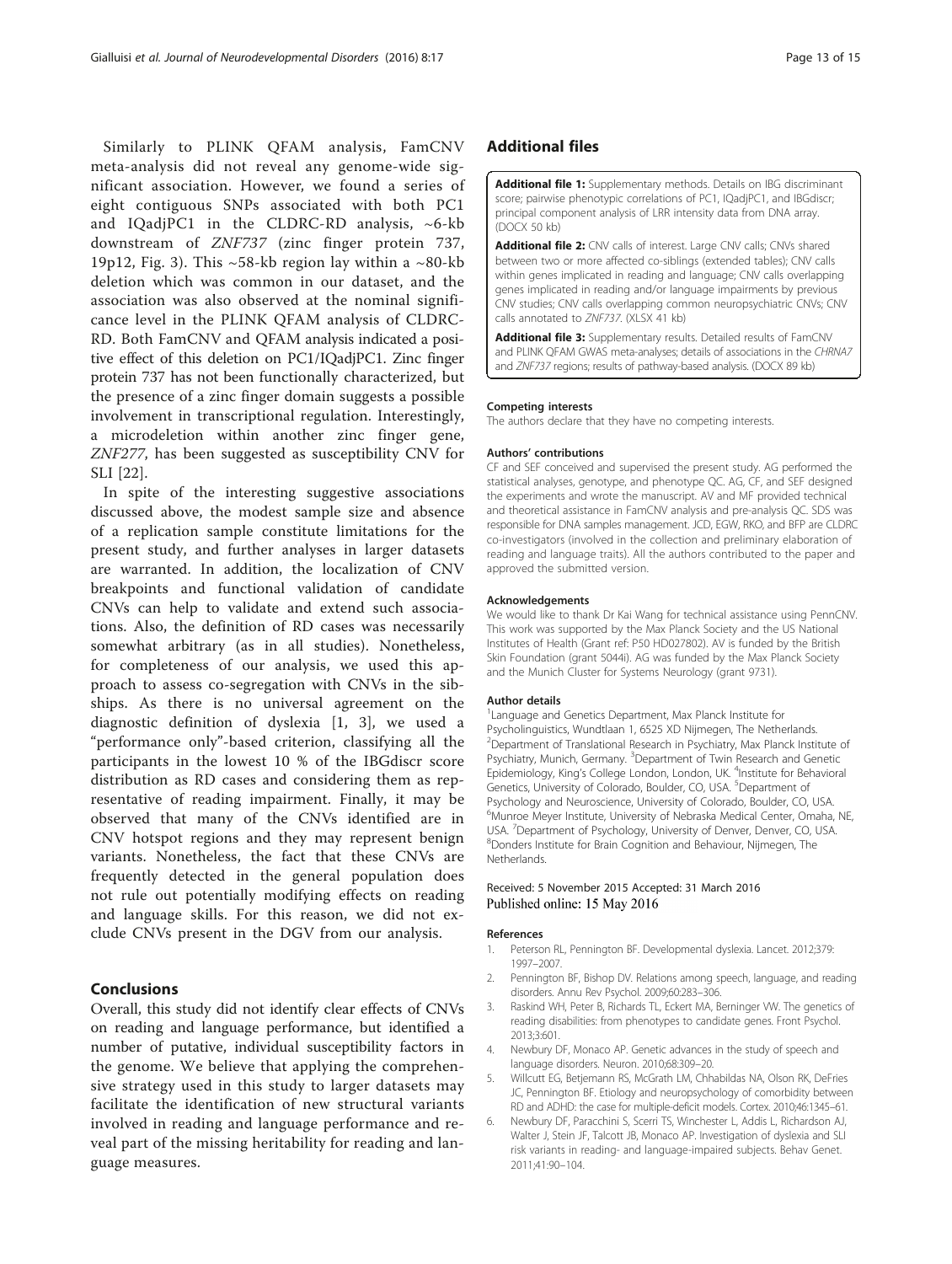Similarly to PLINK QFAM analysis, FamCNV meta-analysis did not reveal any genome-wide significant association. However, we found a series of eight contiguous SNPs associated with both PC1 and IQadjPC1 in the CLDRC-RD analysis, ~6-kb downstream of *ZNF737* (zinc finger protein 737, 19p12, Fig. 3). This ~58-kb region lay within a ~80-kb deletion which was common in our dataset, and the association was also observed at the nominal significance level in the PLINK QFAM analysis of CLDRC-RD. Both FamCNV and QFAM analysis indicated a positive effect of this deletion on PC1/IQadjPC1. Zinc finger protein 737 has not been functionally characterized, but the presence of a zinc finger domain suggests a possible involvement in transcriptional regulation. Interestingly, a microdeletion within another zinc finger gene, *ZNF277*, has been suggested as susceptibility CNV for SLI [22].

In spite of the interesting suggestive associations discussed above, the modest sample size and absence of a replication sample constitute limitations for the present study, and further analyses in larger datasets are warranted. In addition, the localization of CNV breakpoints and functional validation of candidate CNVs can help to validate and extend such associations. Also, the definition of RD cases was necessarily somewhat arbitrary (as in all studies). Nonetheless, for completeness of our analysis, we used this approach to assess co-segregation with CNVs in the sibships. As there is no universal agreement on the diagnostic definition of dyslexia [1, 3], we used a "performance only"-based criterion, classifying all the participants in the lowest 10 % of the IBGdiscr score distribution as RD cases and considering them as representative of reading impairment. Finally, it may be observed that many of the CNVs identified are in CNV hotspot regions and they may represent benign variants. Nonetheless, the fact that these CNVs are frequently detected in the general population does not rule out potentially modifying effects on reading and language skills. For this reason, we did not exclude CNVs present in the DGV from our analysis.

## Conclusions

Overall, this study did not identify clear effects of CNVs on reading and language performance, but identified a number of putative, individual susceptibility factors in the genome. We believe that applying the comprehensive strategy used in this study to larger datasets may facilitate the identification of new structural variants involved in reading and language performance and reveal part of the missing heritability for reading and language measures.

## Additional files

**Additional file 1:** Supplementary methods. Details on IBG discriminant score; pairwise phenotypic correlations of PC1, IQadjPC1, and IBGdiscr; principal component analysis of LRR intensity data from DNA array. (DOCX 50 kb)

**Additional file 2:** CNV calls of interest. Large CNV calls; CNVs shared between two or more affected co-siblings (extended tables); CNV calls within genes implicated in reading and language; CNV calls overlapping genes implicated in reading and/or language impairments by previous CNV studies; CNV calls overlapping common neuropsychiatric CNVs; CNV calls annotated to *ZNF737*. (XLSX 41 kb)

**Additional file 3:** Supplementary results. Detailed results of FamCNV and PLINK QFAM GWAS meta-analyses; details of associations in the *CHRNA7* and *ZNF737* regions; results of pathway-based analysis. (DOCX 89 kb)

#### Competing interests
The authors declare that they have no competing interests.

#### Authors' contributions
CF and SEF conceived and supervised the present study. AG performed the statistical analyses, genotype, and phenotype QC. AG, CF, and SEF designed the experiments and wrote the manuscript. AV and MF provided technical and theoretical assistance in FamCNV analysis and pre-analysis QC. SDS was responsible for DNA samples management. JCD, EGW, RKO, and BFP are CLDRC co-investigators (involved in the collection and preliminary elaboration of reading and language traits). All the authors contributed to the paper and approved the submitted version.

#### Acknowledgements
We would like to thank Dr Kai Wang for technical assistance using PennCNV. This work was supported by the Max Planck Society and the US National Institutes of Health (Grant ref: P50 HD027802). AV is funded by the British Skin Foundation (grant 5044i). AG was funded by the Max Planck Society and the Munich Cluster for Systems Neurology (grant 9731).

#### Author details
[1]Language and Genetics Department, Max Planck Institute for Psycholinguistics, Wundtlaan 1, 6525 XD Nijmegen, The Netherlands. [2]Department of Translational Research in Psychiatry, Max Planck Institute of Psychiatry, Munich, Germany. [3]Department of Twin Research and Genetic Epidemiology, King's College London, London, UK. [4]Institute for Behavioral Genetics, University of Colorado, Boulder, CO, USA. [5]Department of Psychology and Neuroscience, University of Colorado, Boulder, CO, USA. [6]Munroe Meyer Institute, University of Nebraska Medical Center, Omaha, NE, USA. [7]Department of Psychology, University of Denver, Denver, CO, USA. [8]Donders Institute for Brain Cognition and Behaviour, Nijmegen, The Netherlands.

Received: 5 November 2015 Accepted: 31 March 2016
Published online: 15 May 2016

#### References
1. Peterson RL, Pennington BF. Developmental dyslexia. Lancet. 2012;379:1997–2007.
2. Pennington BF, Bishop DV. Relations among speech, language, and reading disorders. Annu Rev Psychol. 2009;60:283–306.
3. Raskind WH, Peter B, Richards TL, Eckert MA, Berninger VW. The genetics of reading disabilities: from phenotypes to candidate genes. Front Psychol. 2013;3:601.
4. Newbury DF, Monaco AP. Genetic advances in the study of speech and language disorders. Neuron. 2010;68:309–20.
5. Willcutt EG, Betjemann RS, McGrath LM, Chhabildas NA, Olson RK, DeFries JC, Pennington BF. Etiology and neuropsychology of comorbidity between RD and ADHD: the case for multiple-deficit models. Cortex. 2010;46:1345–61.
6. Newbury DF, Paracchini S, Scerri TS, Winchester L, Addis L, Richardson AJ, Walter J, Stein JF, Talcott JB, Monaco AP. Investigation of dyslexia and SLI risk variants in reading- and language-impaired subjects. Behav Genet. 2011;41:90–104.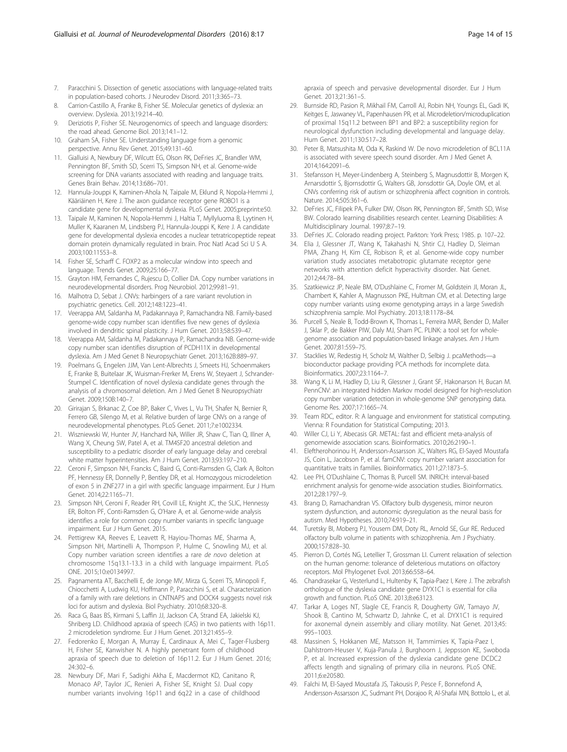7. Paracchini S. Dissection of genetic associations with language-related traits in population-based cohorts. J Neurodev Disord. 2011;3:365–73.
8. Carrion-Castillo A, Franke B, Fisher SE. Molecular genetics of dyslexia: an overview. Dyslexia. 2013;19:214–40.
9. Deriziotis P, Fisher SE. Neurogenomics of speech and language disorders: the road ahead. Genome Biol. 2013;14:1–12.
10. Graham SA, Fisher SE. Understanding language from a genomic perspective. Annu Rev Genet. 2015;49:131–60.
11. Gialluisi A, Newbury DF, Wilcutt EG, Olson RK, DeFries JC, Brandler WM, Pennington BF, Smith SD, Scerri TS, Simpson NH, et al. Genome-wide screening for DNA variants associated with reading and language traits. Genes Brain Behav. 2014;13:686–701.
12. Hannula-Jouppi K, Kaminen-Ahola N, Taipale M, Eklund R, Nopola-Hemmi J, Kääriäinen H, Kere J. The axon guidance receptor gene ROBO1 is a candidate gene for developmental dyslexia. PLoS Genet. 2005;preprint:e50.
13. Taipale M, Kaminen N, Nopola-Hemmi J, Haltia T, Myllyluoma B, Lyytinen H, Muller K, Kaaranen M, Lindsberg PJ, Hannula-Jouppi K, Kere J. A candidate gene for developmental dyslexia encodes a nuclear tetratricopeptide repeat domain protein dynamically regulated in brain. Proc Natl Acad Sci U S A. 2003;100:11553–8.
14. Fisher SE, Scharff C. FOXP2 as a molecular window into speech and language. Trends Genet. 2009;25:166–77.
15. Grayton HM, Fernandes C, Rujescu D, Collier DA. Copy number variations in neurodevelopmental disorders. Prog Neurobiol. 2012;99:81–91.
16. Malhotra D, Sebat J. CNVs: harbingers of a rare variant revolution in psychiatric genetics. Cell. 2012;148:1223–41.
17. Veerappa AM, Saldanha M, Padakannaya P, Ramachandra NB. Family-based genome-wide copy number scan identifies five new genes of dyslexia involved in dendritic spinal plasticity. J Hum Genet. 2013;58:539–47.
18. Veerappa AM, Saldanha M, Padakannaya P, Ramachandra NB. Genome-wide copy number scan identifies disruption of PCDH11X in developmental dyslexia. Am J Med Genet B Neuropsychiatr Genet. 2013;162B:889–97.
19. Poelmans G, Engelen JJM, Van Lent-Albrechts J, Smeets HJ, Schoenmakers E, Franke B, Buitelaar JK, Wuisman-Frerker M, Erens W, Steyaert J, Schrander-Stumpel C. Identification of novel dyslexia candidate genes through the analysis of a chromosomal deletion. Am J Med Genet B Neuropsychiatr Genet. 2009;150B:140–7.
20. Girirajan S, Brkanac Z, Coe BP, Baker C, Vives L, Vu TH, Shafer N, Bernier R, Ferrero GB, Silengo M, et al. Relative burden of large CNVs on a range of neurodevelopmental phenotypes. PLoS Genet. 2011;7:e1002334.
21. Wiszniewski W, Hunter JV, Hanchard NA, Willer JR, Shaw C, Tian Q, Illner A, Wang X, Cheung SW, Patel A, et al. TM4SF20 ancestral deletion and susceptibility to a pediatric disorder of early language delay and cerebral white matter hyperintensities. Am J Hum Genet. 2013;93:197–210.
22. Ceroni F, Simpson NH, Francks C, Baird G, Conti-Ramsden G, Clark A, Bolton PF, Hennessy ER, Donnelly P, Bentley DR, et al. Homozygous microdeletion of exon 5 in ZNF277 in a girl with specific language impairment. Eur J Hum Genet. 2014;22:1165–71.
23. Simpson NH, Ceroni F, Reader RH, Covill LE, Knight JC, the SLIC, Hennessy ER, Bolton PF, Conti-Ramsden G, O'Hare A, et al. Genome-wide analysis identifies a role for common copy number variants in specific language impairment. Eur J Hum Genet. 2015.
24. Pettigrew KA, Reeves E, Leavett R, Hayiou-Thomas ME, Sharma A, Simpson NH, Martinelli A, Thompson P, Hulme C, Snowling MJ, et al. Copy number variation screen identifies a rare *de novo* deletion at chromosome 15q13.1-13.3 in a child with language impairment. PLoS ONE. 2015;10:e0134997.
25. Pagnamenta AT, Bacchelli E, de Jonge MV, Mirza G, Scerri TS, Minopoli F, Chiocchetti A, Ludwig KU, Hoffmann P, Paracchini S, et al. Characterization of a family with rare deletions in CNTNAP5 and DOCK4 suggests novel risk loci for autism and dyslexia. Biol Psychiatry. 2010;68:320–8.
26. Raca G, Baas BS, Kirmani S, Laffin JJ, Jackson CA, Strand EA, Jakielski KJ, Shriberg LD. Childhood apraxia of speech (CAS) in two patients with 16p11. 2 microdeletion syndrome. Eur J Hum Genet. 2013;21:455–9.
27. Fedorenko E, Morgan A, Murray E, Cardinaux A, Mei C, Tager-Flusberg H, Fisher SE, Kanwisher N. A highly penetrant form of childhood apraxia of speech due to deletion of 16p11.2. Eur J Hum Genet. 2016; 24:302–6.
28. Newbury DF, Mari F, Sadighi Akha E, Macdermot KD, Canitano R, Monaco AP, Taylor JC, Renieri A, Fisher SE, Knight SJ. Dual copy number variants involving 16p11 and 6q22 in a case of childhood apraxia of speech and pervasive developmental disorder. Eur J Hum Genet. 2013;21:361–5.
29. Burnside RD, Pasion R, Mikhail FM, Carroll AJ, Robin NH, Youngs EL, Gadi IK, Keitges E, Jaswaney VL, Papenhausen PR, et al. Microdeletion/microduplication of proximal 15q11.2 between BP1 and BP2: a susceptibility region for neurological dysfunction including developmental and language delay. Hum Genet. 2011;130:517–28.
30. Peter B, Matsushita M, Oda K, Raskind W. De novo microdeletion of BCL11A is associated with severe speech sound disorder. Am J Med Genet A. 2014;164:2091–6.
31. Stefansson H, Meyer-Lindenberg A, Steinberg S, Magnusdottir B, Morgen K, Arnarsdottir S, Bjornsdottir G, Walters GB, Jonsdottir GA, Doyle OM, et al. CNVs conferring risk of autism or schizophrenia affect cognition in controls. Nature. 2014;505:361–6.
32. DeFries JC, Filipek PA, Fulker DW, Olson RK, Pennington BF, Smith SD, Wise BW. Colorado learning disabilities research center. Learning Disabilities: A Multidisciplinary Journal. 1997;8:7–19.
33. DeFries JC. Colorado reading project. Parkton: York Press; 1985. p. 107–22.
34. Elia J, Glessner JT, Wang K, Takahashi N, Shtir CJ, Hadley D, Sleiman PMA, Zhang H, Kim CE, Robison R, et al. Genome-wide copy number variation study associates metabotropic glutamate receptor gene networks with attention deficit hyperactivity disorder. Nat Genet. 2012;44:78–84.
35. Szatkiewicz JP, Neale BM, O'Dushlaine C, Fromer M, Goldstein JI, Moran JL, Chambert K, Kahler A, Magnusson PKE, Hultman CM, et al. Detecting large copy number variants using exome genotyping arrays in a large Swedish schizophrenia sample. Mol Psychiatry. 2013;18:1178–84.
36. Purcell S, Neale B, Todd-Brown K, Thomas L, Ferreira MAR, Bender D, Maller J, Sklar P, de Bakker PIW, Daly MJ, Sham PC. PLINK: a tool set for whole-genome association and population-based linkage analyses. Am J Hum Genet. 2007;81:559–75.
37. Stacklies W, Redestig H, Scholz M, Walther D, Selbig J. pcaMethods—a bioconductor package providing PCA methods for incomplete data. Bioinformatics. 2007;23:1164–7.
38. Wang K, Li M, Hadley D, Liu R, Glessner J, Grant SF, Hakonarson H, Bucan M. PennCNV: an integrated hidden Markov model designed for high-resolution copy number variation detection in whole-genome SNP genotyping data. Genome Res. 2007;17:1665–74.
39. Team RDC, editor. R: A language and environment for statistical computing. Vienna: R Foundation for Statistical Computing; 2013.
40. Willer CJ, Li Y, Abecasis GR. METAL: fast and efficient meta-analysis of genomewide association scans. Bioinformatics. 2010;26:2190–1.
41. Eleftherohorinou H, Andersson-Assarsson JC, Walters RG, El-Sayed Moustafa JS, Coin L, Jacobson P, et al. famCNV: copy number variant association for quantitative traits in families. Bioinformatics. 2011;27:1873–5.
42. Lee PH, O'Dushlaine C, Thomas B, Purcell SM. INRICH: interval-based enrichment analysis for genome-wide association studies. Bioinformatics. 2012;28:1797–9.
43. Brang D, Ramachandran VS. Olfactory bulb dysgenesis, mirror neuron system dysfunction, and autonomic dysregulation as the neural basis for autism. Med Hypotheses. 2010;74:919–21.
44. Turetsky BI, Moberg PJ, Yousem DM, Doty RL, Arnold SE, Gur RE. Reduced olfactory bulb volume in patients with schizophrenia. Am J Psychiatry. 2000;157:828–30.
45. Pierron D, Cortés NG, Letellier T, Grossman LI. Current relaxation of selection on the human genome: tolerance of deleterious mutations on olfactory receptors. Mol Phylogenet Evol. 2013;66:558–64.
46. Chandrasekar G, Vesterlund L, Hultenby K, Tapia-Paez I, Kere J. The zebrafish orthologue of the dyslexia candidate gene DYX1C1 is essential for cilia growth and function. PLoS ONE. 2013;8:e63123.
47. Tarkar A, Loges NT, Slagle CE, Francis R, Dougherty GW, Tamayo JV, Shook B, Cantino M, Schwartz D, Jahnke C, et al. DYX1C1 is required for axonemal dynein assembly and ciliary motility. Nat Genet. 2013;45: 995–1003.
48. Massinen S, Hokkanen ME, Matsson H, Tammimies K, Tapia-Paez I, Dahlstrom-Heuser V, Kuja-Panula J, Burghoorn J, Jeppsson KE, Swoboda P, et al. Increased expression of the dyslexia candidate gene DCDC2 affects length and signaling of primary cilia in neurons. PLoS ONE. 2011;6:e20580.
49. Falchi M, El-Sayed Moustafa JS, Takousis P, Pesce F, Bonnefond A, Andersson-Assarsson JC, Sudmant PH, Dorajoo R, Al-Shafai MN, Bottolo L, et al.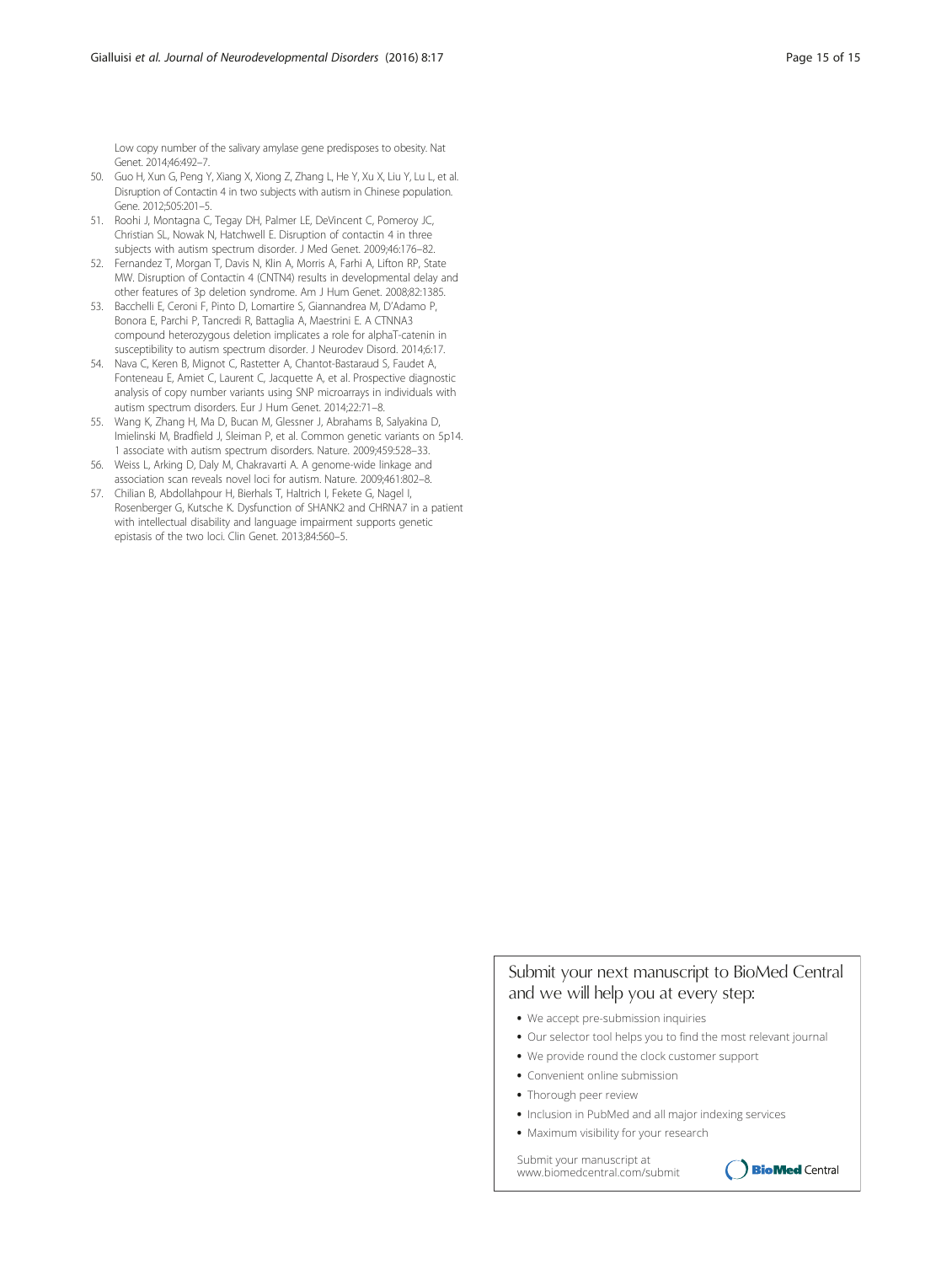Low copy number of the salivary amylase gene predisposes to obesity. Nat Genet. 2014;46:492–7.

50. Guo H, Xun G, Peng Y, Xiang X, Xiong Z, Zhang L, He Y, Xu X, Liu Y, Lu L, et al. Disruption of Contactin 4 in two subjects with autism in Chinese population. Gene. 2012;505:201–5.
51. Roohi J, Montagna C, Tegay DH, Palmer LE, DeVincent C, Pomeroy JC, Christian SL, Nowak N, Hatchwell E. Disruption of contactin 4 in three subjects with autism spectrum disorder. J Med Genet. 2009;46:176–82.
52. Fernandez T, Morgan T, Davis N, Klin A, Morris A, Farhi A, Lifton RP, State MW. Disruption of Contactin 4 (CNTN4) results in developmental delay and other features of 3p deletion syndrome. Am J Hum Genet. 2008;82:1385.
53. Bacchelli E, Ceroni F, Pinto D, Lomartire S, Giannandrea M, D'Adamo P, Bonora E, Parchi P, Tancredi R, Battaglia A, Maestrini E. A CTNNA3 compound heterozygous deletion implicates a role for alphaT-catenin in susceptibility to autism spectrum disorder. J Neurodev Disord. 2014;6:17.
54. Nava C, Keren B, Mignot C, Rastetter A, Chantot-Bastaraud S, Faudet A, Fonteneau E, Amiet C, Laurent C, Jacquette A, et al. Prospective diagnostic analysis of copy number variants using SNP microarrays in individuals with autism spectrum disorders. Eur J Hum Genet. 2014;22:71–8.
55. Wang K, Zhang H, Ma D, Bucan M, Glessner J, Abrahams B, Salyakina D, Imielinski M, Bradfield J, Sleiman P, et al. Common genetic variants on 5p14.1 associate with autism spectrum disorders. Nature. 2009;459:528–33.
56. Weiss L, Arking D, Daly M, Chakravarti A. A genome-wide linkage and association scan reveals novel loci for autism. Nature. 2009;461:802–8.
57. Chilian B, Abdollahpour H, Bierhals T, Haltrich I, Fekete G, Nagel I, Rosenberger G, Kutsche K. Dysfunction of SHANK2 and CHRNA7 in a patient with intellectual disability and language impairment supports genetic epistasis of the two loci. Clin Genet. 2013;84:560–5.

Submit your next manuscript to BioMed Central and we will help you at every step:

- We accept pre-submission inquiries
- Our selector tool helps you to find the most relevant journal
- We provide round the clock customer support
- Convenient online submission
- Thorough peer review
- Inclusion in PubMed and all major indexing services
- Maximum visibility for your research

Submit your manuscript at www.biomedcentral.com/submit

BioMed Central